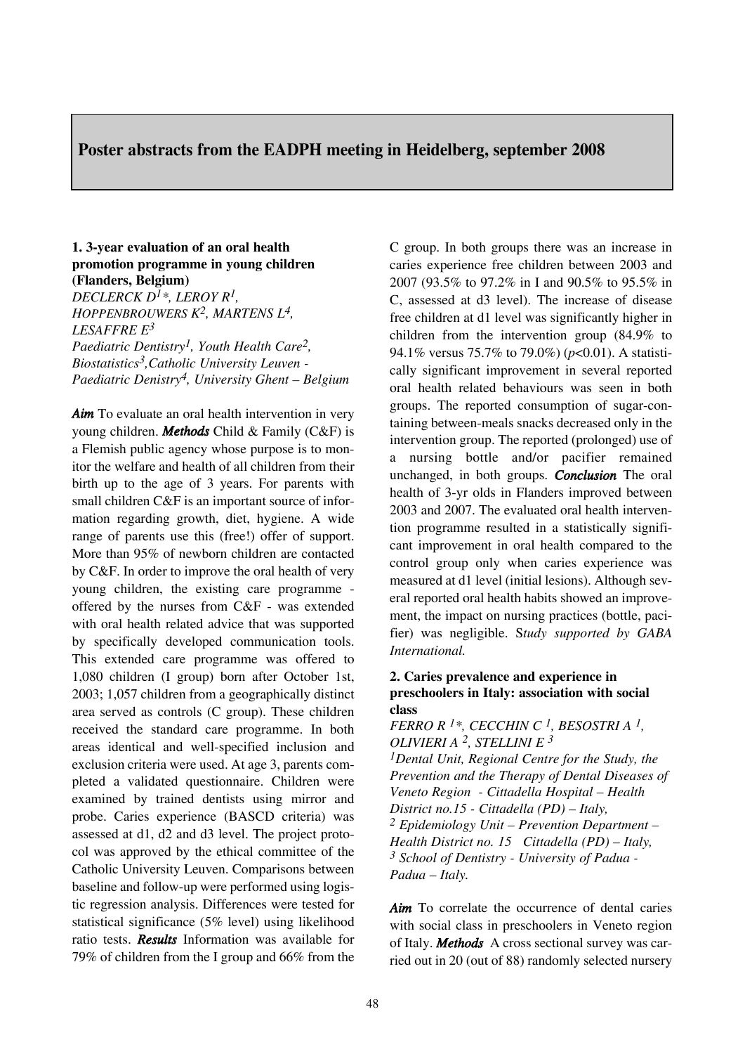# Poster abstracts from the EADPH meeting in Heidelberg, september 2008

## 1. 3-year evaluation of an oral health promotion programme in young children (Flanders, Belgium)

*DECLERCK D[1]*, LEROY R[1], HOPPENBROUWERS K[2], MARTENS L[4], LESAFFRE E[3]*

*Paediatric Dentistry[1], Youth Health Care[2], Biostatistics[3], Catholic University Leuven - Paediatric Denistry[4], University Ghent – Belgium*

***Aim*** To evaluate an oral health intervention in very young children. ***Methods*** Child & Family (C&F) is a Flemish public agency whose purpose is to monitor the welfare and health of all children from their birth up to the age of 3 years. For parents with small children C&F is an important source of information regarding growth, diet, hygiene. A wide range of parents use this (free!) offer of support. More than 95% of newborn children are contacted by C&F. In order to improve the oral health of very young children, the existing care programme - offered by the nurses from C&F - was extended with oral health related advice that was supported by specifically developed communication tools. This extended care programme was offered to 1,080 children (I group) born after October 1st, 2003; 1,057 children from a geographically distinct area served as controls (C group). These children received the standard care programme. In both areas identical and well-specified inclusion and exclusion criteria were used. At age 3, parents completed a validated questionnaire. Children were examined by trained dentists using mirror and probe. Caries experience (BASCD criteria) was assessed at d1, d2 and d3 level. The project protocol was approved by the ethical committee of the Catholic University Leuven. Comparisons between baseline and follow-up were performed using logistic regression analysis. Differences were tested for statistical significance (5% level) using likelihood ratio tests. ***Results*** Information was available for 79% of children from the I group and 66% from the C group. In both groups there was an increase in caries experience free children between 2003 and 2007 (93.5% to 97.2% in I and 90.5% to 95.5% in C, assessed at d3 level). The increase of disease free children at d1 level was significantly higher in children from the intervention group (84.9% to 94.1% versus 75.7% to 79.0%) ($p<0.01$). A statistically significant improvement in several reported oral health related behaviours was seen in both groups. The reported consumption of sugar-containing between-meals snacks decreased only in the intervention group. The reported (prolonged) use of a nursing bottle and/or pacifier remained unchanged, in both groups. ***Conclusion*** The oral health of 3-yr olds in Flanders improved between 2003 and 2007. The evaluated oral health intervention programme resulted in a statistically significant improvement in oral health compared to the control group only when caries experience was measured at d1 level (initial lesions). Although several reported oral health habits showed an improvement, the impact on nursing practices (bottle, pacifier) was negligible. S*tudy supported by GABA International.*

## 2. Caries prevalence and experience in preschoolers in Italy: association with social class

*FERRO R [1]*, CECCHIN C [1], BESOSTRI A [1], OLIVIERI A [2], STELLINI E [3]*

*[1]Dental Unit, Regional Centre for the Study, the Prevention and the Therapy of Dental Diseases of Veneto Region - Cittadella Hospital – Health District no.15 - Cittadella (PD) – Italy,*
*[2] Epidemiology Unit – Prevention Department – Health District no. 15 Cittadella (PD) – Italy,*
*[3] School of Dentistry - University of Padua - Padua – Italy.*

***Aim*** To correlate the occurrence of dental caries with social class in preschoolers in Veneto region of Italy. ***Methods*** A cross sectional survey was carried out in 20 (out of 88) randomly selected nursery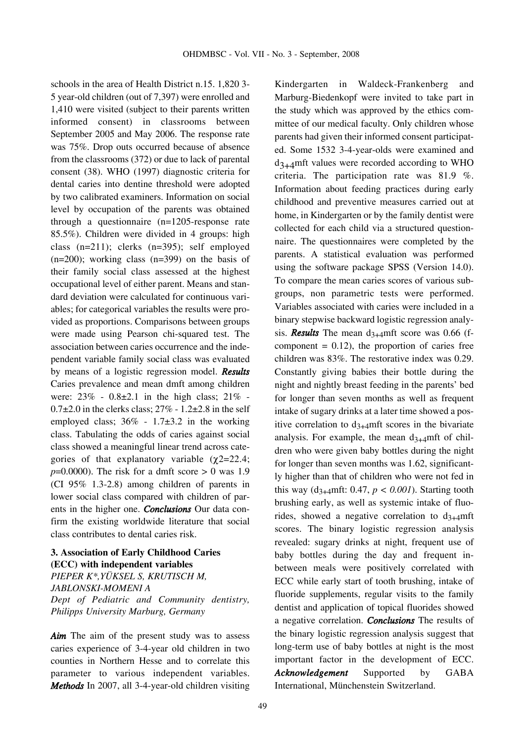schools in the area of Health District n.15. 1,820 3-5 year-old children (out of 7,397) were enrolled and 1,410 were visited (subject to their parents written informed consent) in classrooms between September 2005 and May 2006. The response rate was 75%. Drop outs occurred because of absence from the classrooms (372) or due to lack of parental consent (38). WHO (1997) diagnostic criteria for dental caries into dentine threshold were adopted by two calibrated examiners. Information on social level by occupation of the parents was obtained through a questionnaire (n=1205-response rate 85.5%). Children were divided in 4 groups: high class (n=211); clerks (n=395); self employed (n=200); working class (n=399) on the basis of their family social class assessed at the highest occupational level of either parent. Means and standard deviation were calculated for continuous variables; for categorical variables the results were provided as proportions. Comparisons between groups were made using Pearson chi-squared test. The association between caries occurrence and the independent variable family social class was evaluated by means of a logistic regression model. ***Results*** Caries prevalence and mean dmft among children were: 23% - 0.8±2.1 in the high class; 21% - 0.7±2.0 in the clerks class; 27% - 1.2±2.8 in the self employed class; 36% - 1.7±3.2 in the working class. Tabulating the odds of caries against social class showed a meaningful linear trend across categories of that explanatory variable ($\chi^2$=22.4; $p$=0.0000). The risk for a dmft score > 0 was 1.9 (CI 95% 1.3-2.8) among children of parents in lower social class compared with children of parents in the higher one. ***Conclusions*** Our data confirm the existing worldwide literature that social class contributes to dental caries risk.

### 3. Association of Early Childhood Caries (ECC) with independent variables

*PIEPER K\*, YÜKSEL S, KRUTISCH M, JABLONSKI-MOMENI A*

*Dept of Pediatric and Community dentistry, Philipps University Marburg, Germany*

***Aim*** The aim of the present study was to assess caries experience of 3-4-year old children in two counties in Northern Hesse and to correlate this parameter to various independent variables. ***Methods*** In 2007, all 3-4-year-old children visiting Kindergarten in Waldeck-Frankenberg and Marburg-Biedenkopf were invited to take part in the study which was approved by the ethics committee of our medical faculty. Only children whose parents had given their informed consent participated. Some 1532 3-4-year-olds were examined and $d_{3+4}$mft values were recorded according to WHO criteria. The participation rate was 81.9 %. Information about feeding practices during early childhood and preventive measures carried out at home, in Kindergarten or by the family dentist were collected for each child via a structured questionnaire. The questionnaires were completed by the parents. A statistical evaluation was performed using the software package SPSS (Version 14.0). To compare the mean caries scores of various subgroups, non parametric tests were performed. Variables associated with caries were included in a binary stepwise backward logistic regression analysis. ***Results*** The mean $d_{3+4}$mft score was 0.66 (f-component = 0.12), the proportion of caries free children was 83%. The restorative index was 0.29. Constantly giving babies their bottle during the night and nightly breast feeding in the parents' bed for longer than seven months as well as frequent intake of sugary drinks at a later time showed a positive correlation to $d_{3+4}$mft scores in the bivariate analysis. For example, the mean $d_{3+4}$mft of children who were given baby bottles during the night for longer than seven months was 1.62, significantly higher than that of children who were not fed in this way ($d_{3+4}$mft: 0.47, $p < 0.001$). Starting tooth brushing early, as well as systemic intake of fluorides, showed a negative correlation to $d_{3+4}$mft scores. The binary logistic regression analysis revealed: sugary drinks at night, frequent use of baby bottles during the day and frequent in-between meals were positively correlated with ECC while early start of tooth brushing, intake of fluoride supplements, regular visits to the family dentist and application of topical fluorides showed a negative correlation. ***Conclusions*** The results of the binary logistic regression analysis suggest that long-term use of baby bottles at night is the most important factor in the development of ECC. ***Acknowledgement*** Supported by GABA International, Münchenstein Switzerland.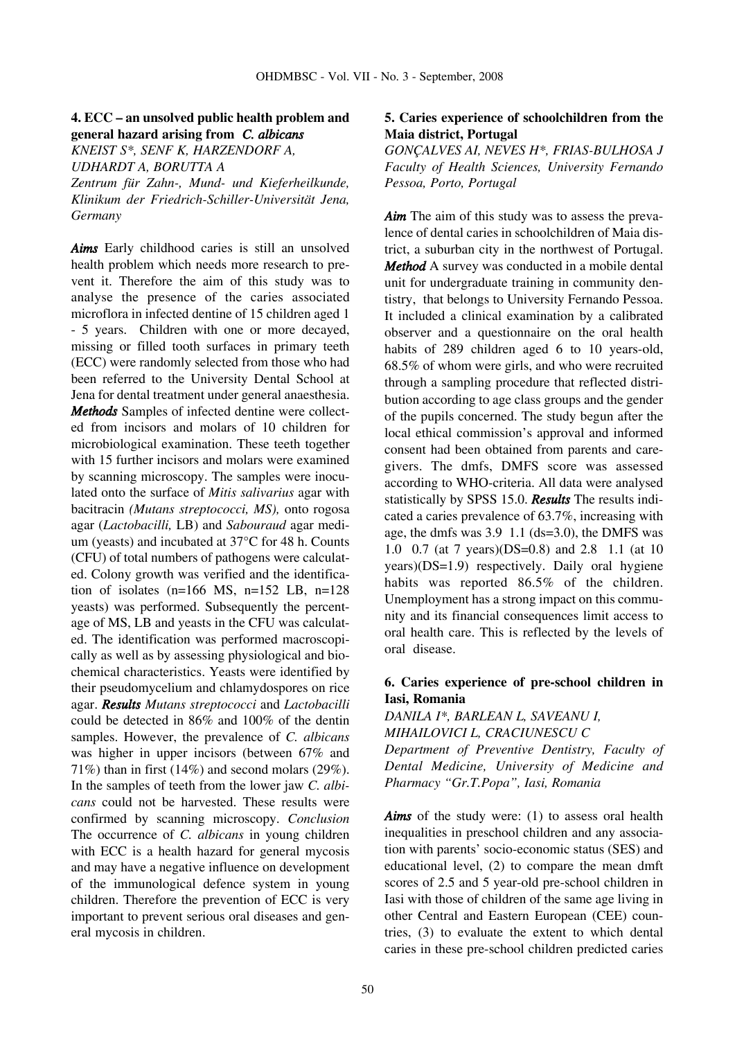## 4. ECC – an unsolved public health problem and general hazard arising from *C. albicans*

*KNEIST S\*, SENF K, HARZENDORF A, UDHARDT A, BORUTTA A*

*Zentrum für Zahn-, Mund- und Kieferheilkunde, Klinikum der Friedrich-Schiller-Universität Jena, Germany*

***Aims*** Early childhood caries is still an unsolved health problem which needs more research to prevent it. Therefore the aim of this study was to analyse the presence of the caries associated microflora in infected dentine of 15 children aged 1 - 5 years. Children with one or more decayed, missing or filled tooth surfaces in primary teeth (ECC) were randomly selected from those who had been referred to the University Dental School at Jena for dental treatment under general anaesthesia. ***Methods*** Samples of infected dentine were collected from incisors and molars of 10 children for microbiological examination. These teeth together with 15 further incisors and molars were examined by scanning microscopy. The samples were inoculated onto the surface of *Mitis salivarius* agar with bacitracin *(Mutans streptococci, MS),* onto rogosa agar (*Lactobacilli,* LB) and *Sabouraud* agar medium (yeasts) and incubated at 37°C for 48 h. Counts (CFU) of total numbers of pathogens were calculated. Colony growth was verified and the identification of isolates (n=166 MS, n=152 LB, n=128 yeasts) was performed. Subsequently the percentage of MS, LB and yeasts in the CFU was calculated. The identification was performed macroscopically as well as by assessing physiological and biochemical characteristics. Yeasts were identified by their pseudomycelium and chlamydospores on rice agar. ***Results*** *Mutans streptococci* and *Lactobacilli* could be detected in 86% and 100% of the dentin samples. However, the prevalence of *C. albicans* was higher in upper incisors (between 67% and 71%) than in first (14%) and second molars (29%). In the samples of teeth from the lower jaw *C. albicans* could not be harvested. These results were confirmed by scanning microscopy. *Conclusion* The occurrence of *C. albicans* in young children with ECC is a health hazard for general mycosis and may have a negative influence on development of the immunological defence system in young children. Therefore the prevention of ECC is very important to prevent serious oral diseases and general mycosis in children.

## 5. Caries experience of schoolchildren from the Maia district, Portugal

*GONÇALVES AI, NEVES H\*, FRIAS-BULHOSA J*

*Faculty of Health Sciences, University Fernando Pessoa, Porto, Portugal*

***Aim*** The aim of this study was to assess the prevalence of dental caries in schoolchildren of Maia district, a suburban city in the northwest of Portugal. ***Method*** A survey was conducted in a mobile dental unit for undergraduate training in community dentistry, that belongs to University Fernando Pessoa. It included a clinical examination by a calibrated observer and a questionnaire on the oral health habits of 289 children aged 6 to 10 years-old, 68.5% of whom were girls, and who were recruited through a sampling procedure that reflected distribution according to age class groups and the gender of the pupils concerned. The study begun after the local ethical commission's approval and informed consent had been obtained from parents and caregivers. The dmfs, DMFS score was assessed according to WHO-criteria. All data were analysed statistically by SPSS 15.0. ***Results*** The results indicated a caries prevalence of 63.7%, increasing with age, the dmfs was 3.9 1.1 (ds=3.0), the DMFS was 1.0 0.7 (at 7 years)(DS=0.8) and 2.8 1.1 (at 10 years)(DS=1.9) respectively. Daily oral hygiene habits was reported 86.5% of the children. Unemployment has a strong impact on this community and its financial consequences limit access to oral health care. This is reflected by the levels of oral disease.

## 6. Caries experience of pre-school children in Iasi, Romania

*DANILA I\*, BARLEAN L, SAVEANU I, MIHAILOVICI L, CRACIUNESCU C*

*Department of Preventive Dentistry, Faculty of Dental Medicine, University of Medicine and Pharmacy "Gr.T.Popa", Iasi, Romania*

***Aims*** of the study were: (1) to assess oral health inequalities in preschool children and any association with parents' socio-economic status (SES) and educational level, (2) to compare the mean dmft scores of 2.5 and 5 year-old pre-school children in Iasi with those of children of the same age living in other Central and Eastern European (CEE) countries, (3) to evaluate the extent to which dental caries in these pre-school children predicted caries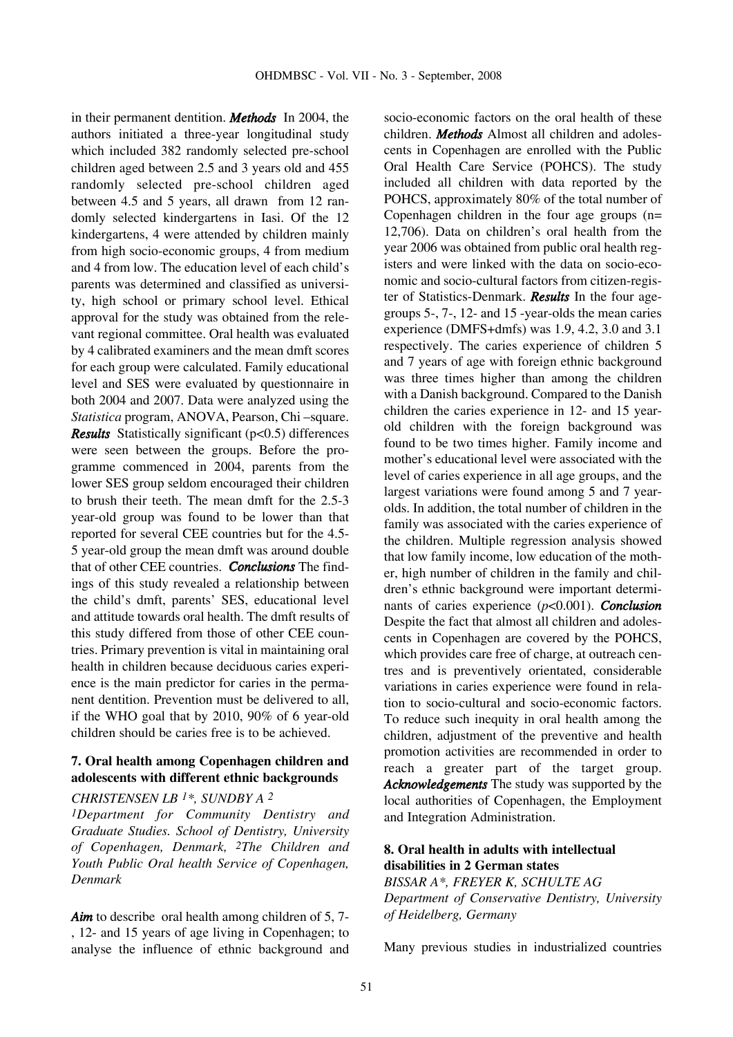in their permanent dentition. ***Methods*** In 2004, the authors initiated a three-year longitudinal study which included 382 randomly selected pre-school children aged between 2.5 and 3 years old and 455 randomly selected pre-school children aged between 4.5 and 5 years, all drawn from 12 randomly selected kindergartens in Iasi. Of the 12 kindergartens, 4 were attended by children mainly from high socio-economic groups, 4 from medium and 4 from low. The education level of each child's parents was determined and classified as university, high school or primary school level. Ethical approval for the study was obtained from the relevant regional committee. Oral health was evaluated by 4 calibrated examiners and the mean dmft scores for each group were calculated. Family educational level and SES were evaluated by questionnaire in both 2004 and 2007. Data were analyzed using the *Statistica* program, ANOVA, Pearson, Chi –square. ***Results*** Statistically significant ($p<0.5$) differences were seen between the groups. Before the programme commenced in 2004, parents from the lower SES group seldom encouraged their children to brush their teeth. The mean dmft for the 2.5-3 year-old group was found to be lower than that reported for several CEE countries but for the 4.5-5 year-old group the mean dmft was around double that of other CEE countries. ***Conclusions*** The findings of this study revealed a relationship between the child's dmft, parents' SES, educational level and attitude towards oral health. The dmft results of this study differed from those of other CEE countries. Primary prevention is vital in maintaining oral health in children because deciduous caries experience is the main predictor for caries in the permanent dentition. Prevention must be delivered to all, if the WHO goal that by 2010, 90% of 6 year-old children should be caries free is to be achieved.

### 7. Oral health among Copenhagen children and adolescents with different ethnic backgrounds

*CHRISTENSEN LB [1]\*, SUNDBY A [2]*

*[1]Department for Community Dentistry and Graduate Studies. School of Dentistry, University of Copenhagen, Denmark, [2]The Children and Youth Public Oral health Service of Copenhagen, Denmark*

***Aim*** to describe oral health among children of 5, 7-, 12- and 15 years of age living in Copenhagen; to analyse the influence of ethnic background and socio-economic factors on the oral health of these children. ***Methods*** Almost all children and adolescents in Copenhagen are enrolled with the Public Oral Health Care Service (POHCS). The study included all children with data reported by the POHCS, approximately 80% of the total number of Copenhagen children in the four age groups (n= 12,706). Data on children's oral health from the year 2006 was obtained from public oral health registers and were linked with the data on socio-economic and socio-cultural factors from citizen-register of Statistics-Denmark. ***Results*** In the four age-groups 5-, 7-, 12- and 15 -year-olds the mean caries experience (DMFS+dmfs) was 1.9, 4.2, 3.0 and 3.1 respectively. The caries experience of children 5 and 7 years of age with foreign ethnic background was three times higher than among the children with a Danish background. Compared to the Danish children the caries experience in 12- and 15 year-old children with the foreign background was found to be two times higher. Family income and mother's educational level were associated with the level of caries experience in all age groups, and the largest variations were found among 5 and 7 year-olds. In addition, the total number of children in the family was associated with the caries experience of the children. Multiple regression analysis showed that low family income, low education of the mother, high number of children in the family and children's ethnic background were important determinants of caries experience ($p<0.001$). ***Conclusion*** Despite the fact that almost all children and adolescents in Copenhagen are covered by the POHCS, which provides care free of charge, at outreach centres and is preventively orientated, considerable variations in caries experience were found in relation to socio-cultural and socio-economic factors. To reduce such inequity in oral health among the children, adjustment of the preventive and health promotion activities are recommended in order to reach a greater part of the target group. ***Acknowledgements*** The study was supported by the local authorities of Copenhagen, the Employment and Integration Administration.

### 8. Oral health in adults with intellectual disabilities in 2 German states

*BISSAR A\*, FREYER K, SCHULTE AG*

*Department of Conservative Dentistry, University of Heidelberg, Germany*

Many previous studies in industrialized countries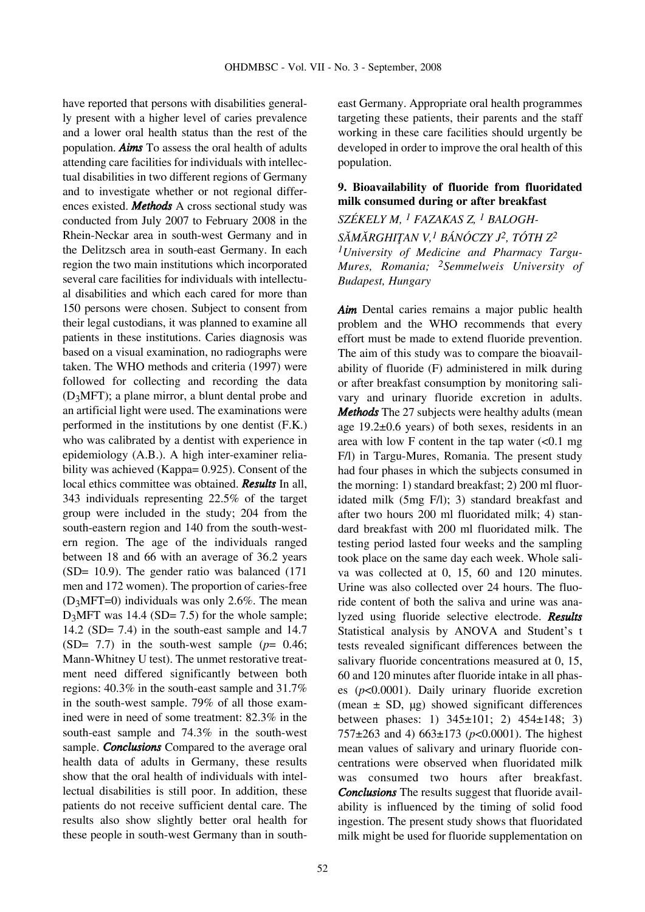have reported that persons with disabilities generally present with a higher level of caries prevalence and a lower oral health status than the rest of the population. ***Aims*** To assess the oral health of adults attending care facilities for individuals with intellectual disabilities in two different regions of Germany and to investigate whether or not regional differences existed. ***Methods*** A cross sectional study was conducted from July 2007 to February 2008 in the Rhein-Neckar area in south-west Germany and in the Delitzsch area in south-east Germany. In each region the two main institutions which incorporated several care facilities for individuals with intellectual disabilities and which each cared for more than 150 persons were chosen. Subject to consent from their legal custodians, it was planned to examine all patients in these institutions. Caries diagnosis was based on a visual examination, no radiographs were taken. The WHO methods and criteria (1997) were followed for collecting and recording the data ($D_3$MFT); a plane mirror, a blunt dental probe and an artificial light were used. The examinations were performed in the institutions by one dentist (F.K.) who was calibrated by a dentist with experience in epidemiology (A.B.). A high inter-examiner reliability was achieved (Kappa= 0.925). Consent of the local ethics committee was obtained. ***Results*** In all, 343 individuals representing 22.5% of the target group were included in the study; 204 from the south-eastern region and 140 from the south-western region. The age of the individuals ranged between 18 and 66 with an average of 36.2 years (SD= 10.9). The gender ratio was balanced (171 men and 172 women). The proportion of caries-free ($D_3$MFT=0) individuals was only 2.6%. The mean $D_3$MFT was 14.4 (SD= 7.5) for the whole sample; 14.2 (SD= 7.4) in the south-east sample and 14.7 (SD= 7.7) in the south-west sample ($p$= 0.46; Mann-Whitney U test). The unmet restorative treatment need differed significantly between both regions: 40.3% in the south-east sample and 31.7% in the south-west sample. 79% of all those examined were in need of some treatment: 82.3% in the south-east sample and 74.3% in the south-west sample. ***Conclusions*** Compared to the average oral health data of adults in Germany, these results show that the oral health of individuals with intellectual disabilities is still poor. In addition, these patients do not receive sufficient dental care. The results also show slightly better oral health for these people in south-west Germany than in south-east Germany. Appropriate oral health programmes targeting these patients, their parents and the staff working in these care facilities should urgently be developed in order to improve the oral health of this population.

**9. Bioavailability of fluoride from fluoridated milk consumed during or after breakfast**

*SZÉKELY M,* [1] *FAZAKAS Z,* [1] *BALOGH-SĂMĂRGHIȚAN V,*[1] *BÁNÓCZY J*[2]*, TÓTH Z*[2]

[1]*University of Medicine and Pharmacy Targu-Mures, Romania;* [2]*Semmelweis University of Budapest, Hungary*

***Aim*** Dental caries remains a major public health problem and the WHO recommends that every effort must be made to extend fluoride prevention. The aim of this study was to compare the bioavailability of fluoride (F) administered in milk during or after breakfast consumption by monitoring salivary and urinary fluoride excretion in adults. ***Methods*** The 27 subjects were healthy adults (mean age 19.2±0.6 years) of both sexes, residents in an area with low F content in the tap water (<0.1 mg F/l) in Targu-Mures, Romania. The present study had four phases in which the subjects consumed in the morning: 1) standard breakfast; 2) 200 ml fluoridated milk (5mg F/l); 3) standard breakfast and after two hours 200 ml fluoridated milk; 4) standard breakfast with 200 ml fluoridated milk. The testing period lasted four weeks and the sampling took place on the same day each week. Whole saliva was collected at 0, 15, 60 and 120 minutes. Urine was also collected over 24 hours. The fluoride content of both the saliva and urine was analyzed using fluoride selective electrode. ***Results*** Statistical analysis by ANOVA and Student's t tests revealed significant differences between the salivary fluoride concentrations measured at 0, 15, 60 and 120 minutes after fluoride intake in all phases ($p$<0.0001). Daily urinary fluoride excretion (mean ± SD, µg) showed significant differences between phases: 1) 345±101; 2) 454±148; 3) 757±263 and 4) 663±173 ($p$<0.0001). The highest mean values of salivary and urinary fluoride concentrations were observed when fluoridated milk was consumed two hours after breakfast. ***Conclusions*** The results suggest that fluoride availability is influenced by the timing of solid food ingestion. The present study shows that fluoridated milk might be used for fluoride supplementation on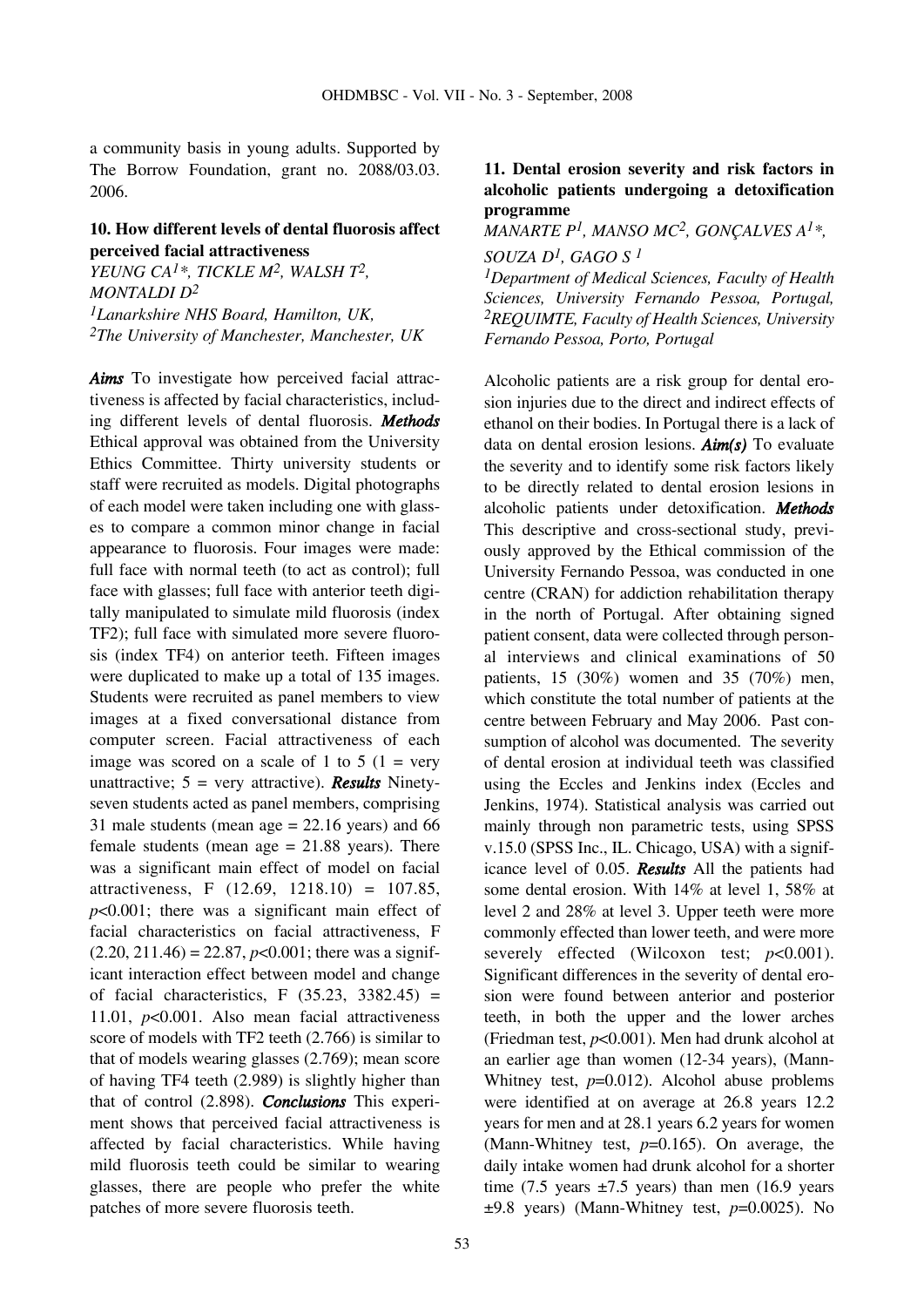a community basis in young adults. Supported by The Borrow Foundation, grant no. 2088/03.03. 2006.

### 10. How different levels of dental fluorosis affect perceived facial attractiveness

*YEUNG CA[1]\*, TICKLE M[2], WALSH T[2], MONTALDI D[2]*

*[1]Lanarkshire NHS Board, Hamilton, UK, [2]The University of Manchester, Manchester, UK*

***Aims*** To investigate how perceived facial attractiveness is affected by facial characteristics, including different levels of dental fluorosis. ***Methods*** Ethical approval was obtained from the University Ethics Committee. Thirty university students or staff were recruited as models. Digital photographs of each model were taken including one with glasses to compare a common minor change in facial appearance to fluorosis. Four images were made: full face with normal teeth (to act as control); full face with glasses; full face with anterior teeth digitally manipulated to simulate mild fluorosis (index TF2); full face with simulated more severe fluorosis (index TF4) on anterior teeth. Fifteen images were duplicated to make up a total of 135 images. Students were recruited as panel members to view images at a fixed conversational distance from computer screen. Facial attractiveness of each image was scored on a scale of 1 to 5 (1 = very unattractive; 5 = very attractive). ***Results*** Ninety-seven students acted as panel members, comprising 31 male students (mean age = 22.16 years) and 66 female students (mean age = 21.88 years). There was a significant main effect of model on facial attractiveness, $F(12.69, 1218.10) = 107.85$, $p<0.001$; there was a significant main effect of facial characteristics on facial attractiveness, $F(2.20, 211.46) = 22.87$, $p<0.001$; there was a significant interaction effect between model and change of facial characteristics, $F(35.23, 3382.45) = 11.01$, $p<0.001$. Also mean facial attractiveness score of models with TF2 teeth (2.766) is similar to that of models wearing glasses (2.769); mean score of having TF4 teeth (2.989) is slightly higher than that of control (2.898). ***Conclusions*** This experiment shows that perceived facial attractiveness is affected by facial characteristics. While having mild fluorosis teeth could be similar to wearing glasses, there are people who prefer the white patches of more severe fluorosis teeth.

### 11. Dental erosion severity and risk factors in alcoholic patients undergoing a detoxification programme

*MANARTE P[1], MANSO MC[2], GONÇALVES A[1]\*, SOUZA D[1], GAGO S [1]*

*[1]Department of Medical Sciences, Faculty of Health Sciences, University Fernando Pessoa, Portugal, [2]REQUIMTE, Faculty of Health Sciences, University Fernando Pessoa, Porto, Portugal*

Alcoholic patients are a risk group for dental erosion injuries due to the direct and indirect effects of ethanol on their bodies. In Portugal there is a lack of data on dental erosion lesions. ***Aim(s)*** To evaluate the severity and to identify some risk factors likely to be directly related to dental erosion lesions in alcoholic patients under detoxification. ***Methods*** This descriptive and cross-sectional study, previously approved by the Ethical commission of the University Fernando Pessoa, was conducted in one centre (CRAN) for addiction rehabilitation therapy in the north of Portugal. After obtaining signed patient consent, data were collected through personal interviews and clinical examinations of 50 patients, 15 (30%) women and 35 (70%) men, which constitute the total number of patients at the centre between February and May 2006. Past consumption of alcohol was documented. The severity of dental erosion at individual teeth was classified using the Eccles and Jenkins index (Eccles and Jenkins, 1974). Statistical analysis was carried out mainly through non parametric tests, using SPSS v.15.0 (SPSS Inc., IL. Chicago, USA) with a significance level of 0.05. ***Results*** All the patients had some dental erosion. With 14% at level 1, 58% at level 2 and 28% at level 3. Upper teeth were more commonly effected than lower teeth, and were more severely effected (Wilcoxon test; $p<0.001$). Significant differences in the severity of dental erosion were found between anterior and posterior teeth, in both the upper and the lower arches (Friedman test, $p<0.001$). Men had drunk alcohol at an earlier age than women (12-34 years), (Mann-Whitney test, $p=0.012$). Alcohol abuse problems were identified at on average at 26.8 years 12.2 years for men and at 28.1 years 6.2 years for women (Mann-Whitney test, $p=0.165$). On average, the daily intake women had drunk alcohol for a shorter time (7.5 years $\pm$7.5 years) than men (16.9 years $\pm$9.8 years) (Mann-Whitney test, $p=0.0025$). No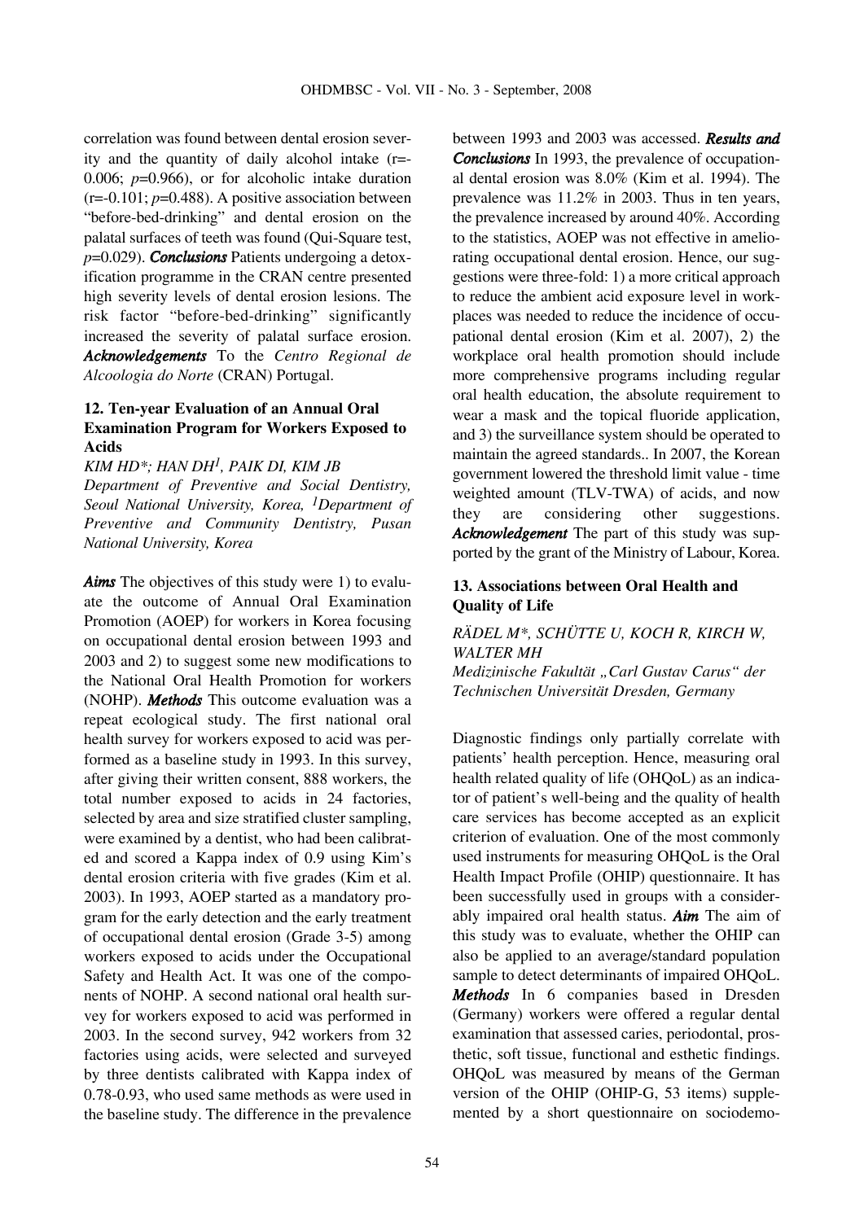correlation was found between dental erosion severity and the quantity of daily alcohol intake (r=-0.006; $p$=0.966), or for alcoholic intake duration (r=-0.101; $p$=0.488). A positive association between "before-bed-drinking" and dental erosion on the palatal surfaces of teeth was found (Qui-Square test, $p$=0.029). ***Conclusions*** Patients undergoing a detoxification programme in the CRAN centre presented high severity levels of dental erosion lesions. The risk factor "before-bed-drinking" significantly increased the severity of palatal surface erosion. ***Acknowledgements*** To the *Centro Regional de Alcoologia do Norte* (CRAN) Portugal.

### 12. Ten-year Evaluation of an Annual Oral Examination Program for Workers Exposed to Acids

*KIM HD\*; HAN DH[1], PAIK DI, KIM JB*

*Department of Preventive and Social Dentistry, Seoul National University, Korea, [1]Department of Preventive and Community Dentistry, Pusan National University, Korea*

***Aims*** The objectives of this study were 1) to evaluate the outcome of Annual Oral Examination Promotion (AOEP) for workers in Korea focusing on occupational dental erosion between 1993 and 2003 and 2) to suggest some new modifications to the National Oral Health Promotion for workers (NOHP). ***Methods*** This outcome evaluation was a repeat ecological study. The first national oral health survey for workers exposed to acid was performed as a baseline study in 1993. In this survey, after giving their written consent, 888 workers, the total number exposed to acids in 24 factories, selected by area and size stratified cluster sampling, were examined by a dentist, who had been calibrated and scored a Kappa index of 0.9 using Kim's dental erosion criteria with five grades (Kim et al. 2003). In 1993, AOEP started as a mandatory program for the early detection and the early treatment of occupational dental erosion (Grade 3-5) among workers exposed to acids under the Occupational Safety and Health Act. It was one of the components of NOHP. A second national oral health survey for workers exposed to acid was performed in 2003. In the second survey, 942 workers from 32 factories using acids, were selected and surveyed by three dentists calibrated with Kappa index of 0.78-0.93, who used same methods as were used in the baseline study. The difference in the prevalence between 1993 and 2003 was accessed. ***Results and Conclusions*** In 1993, the prevalence of occupational dental erosion was 8.0% (Kim et al. 1994). The prevalence was 11.2% in 2003. Thus in ten years, the prevalence increased by around 40%. According to the statistics, AOEP was not effective in ameliorating occupational dental erosion. Hence, our suggestions were three-fold: 1) a more critical approach to reduce the ambient acid exposure level in workplaces was needed to reduce the incidence of occupational dental erosion (Kim et al. 2007), 2) the workplace oral health promotion should include more comprehensive programs including regular oral health education, the absolute requirement to wear a mask and the topical fluoride application, and 3) the surveillance system should be operated to maintain the agreed standards.. In 2007, the Korean government lowered the threshold limit value - time weighted amount (TLV-TWA) of acids, and now they are considering other suggestions. ***Acknowledgement*** The part of this study was supported by the grant of the Ministry of Labour, Korea.

### 13. Associations between Oral Health and Quality of Life

*RÄDEL M\*, SCHÜTTE U, KOCH R, KIRCH W, WALTER MH*

*Medizinische Fakultät „Carl Gustav Carus" der Technischen Universität Dresden, Germany*

Diagnostic findings only partially correlate with patients' health perception. Hence, measuring oral health related quality of life (OHQoL) as an indicator of patient's well-being and the quality of health care services has become accepted as an explicit criterion of evaluation. One of the most commonly used instruments for measuring OHQoL is the Oral Health Impact Profile (OHIP) questionnaire. It has been successfully used in groups with a considerably impaired oral health status. ***Aim*** The aim of this study was to evaluate, whether the OHIP can also be applied to an average/standard population sample to detect determinants of impaired OHQoL. ***Methods*** In 6 companies based in Dresden (Germany) workers were offered a regular dental examination that assessed caries, periodontal, prosthetic, soft tissue, functional and esthetic findings. OHQoL was measured by means of the German version of the OHIP (OHIP-G, 53 items) supplemented by a short questionnaire on sociodemo-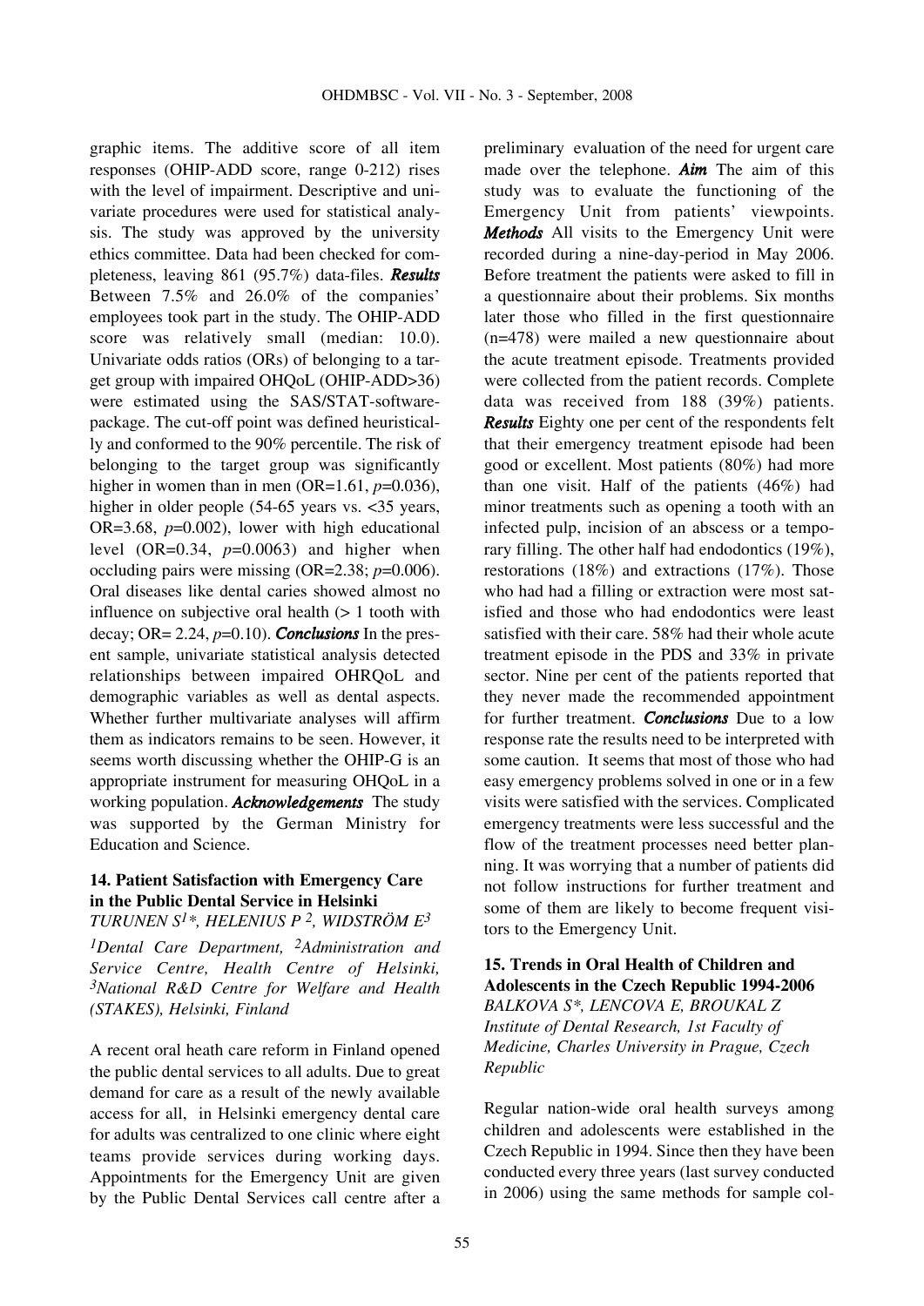graphic items. The additive score of all item responses (OHIP-ADD score, range 0-212) rises with the level of impairment. Descriptive and univariate procedures were used for statistical analysis. The study was approved by the university ethics committee. Data had been checked for completeness, leaving 861 (95.7%) data-files. ***Results*** Between 7.5% and 26.0% of the companies' employees took part in the study. The OHIP-ADD score was relatively small (median: 10.0). Univariate odds ratios (ORs) of belonging to a target group with impaired OHQoL (OHIP-ADD>36) were estimated using the SAS/STAT-software-package. The cut-off point was defined heuristically and conformed to the 90% percentile. The risk of belonging to the target group was significantly higher in women than in men (OR=1.61, $p$=0.036), higher in older people (54-65 years vs. <35 years, OR=3.68, $p$=0.002), lower with high educational level (OR=0.34, $p$=0.0063) and higher when occluding pairs were missing (OR=2.38; $p$=0.006). Oral diseases like dental caries showed almost no influence on subjective oral health (> 1 tooth with decay; OR= 2.24, $p$=0.10). ***Conclusions*** In the present sample, univariate statistical analysis detected relationships between impaired OHRQoL and demographic variables as well as dental aspects. Whether further multivariate analyses will affirm them as indicators remains to be seen. However, it seems worth discussing whether the OHIP-G is an appropriate instrument for measuring OHQoL in a working population. ***Acknowledgements*** The study was supported by the German Ministry for Education and Science.

### 14. Patient Satisfaction with Emergency Care in the Public Dental Service in Helsinki

*TURUNEN S[1]\*, HELENIUS P [2], WIDSTRÖM E[3]*

*[1]Dental Care Department, [2]Administration and Service Centre, Health Centre of Helsinki, [3]National R&D Centre for Welfare and Health (STAKES), Helsinki, Finland*

A recent oral heath care reform in Finland opened the public dental services to all adults. Due to great demand for care as a result of the newly available access for all, in Helsinki emergency dental care for adults was centralized to one clinic where eight teams provide services during working days. Appointments for the Emergency Unit are given by the Public Dental Services call centre after a preliminary evaluation of the need for urgent care made over the telephone. ***Aim*** The aim of this study was to evaluate the functioning of the Emergency Unit from patients' viewpoints. ***Methods*** All visits to the Emergency Unit were recorded during a nine-day-period in May 2006. Before treatment the patients were asked to fill in a questionnaire about their problems. Six months later those who filled in the first questionnaire (n=478) were mailed a new questionnaire about the acute treatment episode. Treatments provided were collected from the patient records. Complete data was received from 188 (39%) patients. ***Results*** Eighty one per cent of the respondents felt that their emergency treatment episode had been good or excellent. Most patients (80%) had more than one visit. Half of the patients (46%) had minor treatments such as opening a tooth with an infected pulp, incision of an abscess or a temporary filling. The other half had endodontics (19%), restorations (18%) and extractions (17%). Those who had had a filling or extraction were most satisfied and those who had endodontics were least satisfied with their care. 58% had their whole acute treatment episode in the PDS and 33% in private sector. Nine per cent of the patients reported that they never made the recommended appointment for further treatment. ***Conclusions*** Due to a low response rate the results need to be interpreted with some caution. It seems that most of those who had easy emergency problems solved in one or in a few visits were satisfied with the services. Complicated emergency treatments were less successful and the flow of the treatment processes need better planning. It was worrying that a number of patients did not follow instructions for further treatment and some of them are likely to become frequent visitors to the Emergency Unit.

### 15. Trends in Oral Health of Children and Adolescents in the Czech Republic 1994-2006

*BALKOVA S\*, LENCOVA E, BROUKAL Z*

*Institute of Dental Research, 1st Faculty of Medicine, Charles University in Prague, Czech Republic*

Regular nation-wide oral health surveys among children and adolescents were established in the Czech Republic in 1994. Since then they have been conducted every three years (last survey conducted in 2006) using the same methods for sample col-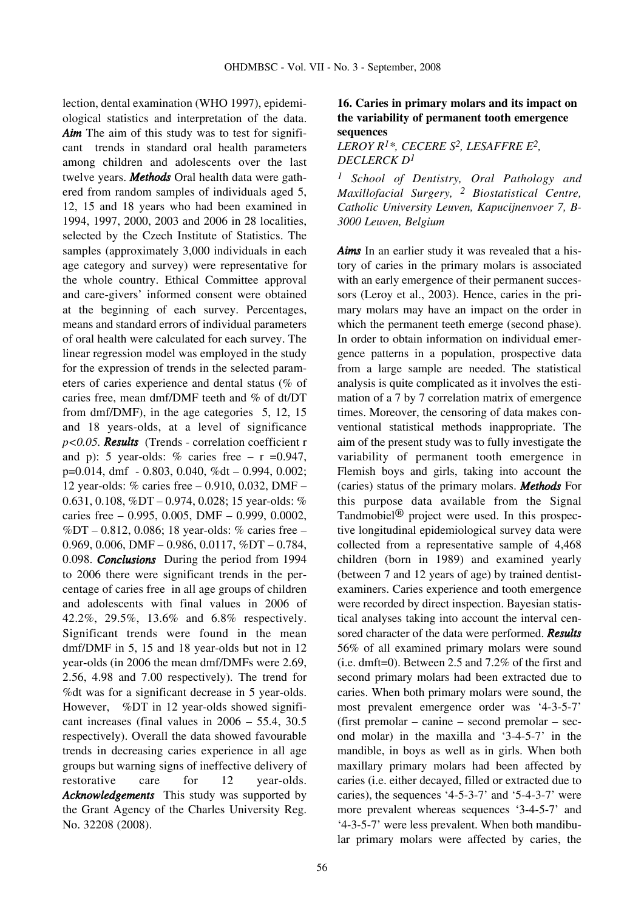lection, dental examination (WHO 1997), epidemiological statistics and interpretation of the data. ***Aim*** The aim of this study was to test for significant trends in standard oral health parameters among children and adolescents over the last twelve years. ***Methods*** Oral health data were gathered from random samples of individuals aged 5, 12, 15 and 18 years who had been examined in 1994, 1997, 2000, 2003 and 2006 in 28 localities, selected by the Czech Institute of Statistics. The samples (approximately 3,000 individuals in each age category and survey) were representative for the whole country. Ethical Committee approval and care-givers' informed consent were obtained at the beginning of each survey. Percentages, means and standard errors of individual parameters of oral health were calculated for each survey. The linear regression model was employed in the study for the expression of trends in the selected parameters of caries experience and dental status (% of caries free, mean dmf/DMF teeth and % of dt/DT from dmf/DMF), in the age categories 5, 12, 15 and 18 years-olds, at a level of significance $p<0.05$. ***Results*** (Trends - correlation coefficient r and p): 5 year-olds: % caries free – r =0.947, p=0.014, dmf - 0.803, 0.040, %dt – 0.994, 0.002; 12 year-olds: % caries free – 0.910, 0.032, DMF – 0.631, 0.108, %DT – 0.974, 0.028; 15 year-olds: % caries free – 0.995, 0.005, DMF – 0.999, 0.0002, %DT – 0.812, 0.086; 18 year-olds: % caries free – 0.969, 0.006, DMF – 0.986, 0.0117, %DT – 0.784, 0.098. ***Conclusions*** During the period from 1994 to 2006 there were significant trends in the percentage of caries free in all age groups of children and adolescents with final values in 2006 of 42.2%, 29.5%, 13.6% and 6.8% respectively. Significant trends were found in the mean dmf/DMF in 5, 15 and 18 year-olds but not in 12 year-olds (in 2006 the mean dmf/DMFs were 2.69, 2.56, 4.98 and 7.00 respectively). The trend for %dt was for a significant decrease in 5 year-olds. However, %DT in 12 year-olds showed significant increases (final values in 2006 – 55.4, 30.5 respectively). Overall the data showed favourable trends in decreasing caries experience in all age groups but warning signs of ineffective delivery of restorative care for 12 year-olds. ***Acknowledgements*** This study was supported by the Grant Agency of the Charles University Reg. No. 32208 (2008).

### 16. Caries in primary molars and its impact on the variability of permanent tooth emergence sequences

*LEROY R[1]\*, CECERE S[2], LESAFFRE E[2], DECLERCK D[1]*

*[1] School of Dentistry, Oral Pathology and Maxillofacial Surgery, [2] Biostatistical Centre, Catholic University Leuven, Kapucijnenvoer 7, B-3000 Leuven, Belgium*

***Aims*** In an earlier study it was revealed that a history of caries in the primary molars is associated with an early emergence of their permanent successors (Leroy et al., 2003). Hence, caries in the primary molars may have an impact on the order in which the permanent teeth emerge (second phase). In order to obtain information on individual emergence patterns in a population, prospective data from a large sample are needed. The statistical analysis is quite complicated as it involves the estimation of a 7 by 7 correlation matrix of emergence times. Moreover, the censoring of data makes conventional statistical methods inappropriate. The aim of the present study was to fully investigate the variability of permanent tooth emergence in Flemish boys and girls, taking into account the (caries) status of the primary molars. ***Methods*** For this purpose data available from the Signal Tandmobiel® project were used. In this prospective longitudinal epidemiological survey data were collected from a representative sample of 4,468 children (born in 1989) and examined yearly (between 7 and 12 years of age) by trained dentist-examiners. Caries experience and tooth emergence were recorded by direct inspection. Bayesian statistical analyses taking into account the interval censored character of the data were performed. ***Results*** 56% of all examined primary molars were sound (i.e. dmft=0). Between 2.5 and 7.2% of the first and second primary molars had been extracted due to caries. When both primary molars were sound, the most prevalent emergence order was '4-3-5-7' (first premolar – canine – second premolar – second molar) in the maxilla and '3-4-5-7' in the mandible, in boys as well as in girls. When both maxillary primary molars had been affected by caries (i.e. either decayed, filled or extracted due to caries), the sequences '4-5-3-7' and '5-4-3-7' were more prevalent whereas sequences '3-4-5-7' and '4-3-5-7' were less prevalent. When both mandibular primary molars were affected by caries, the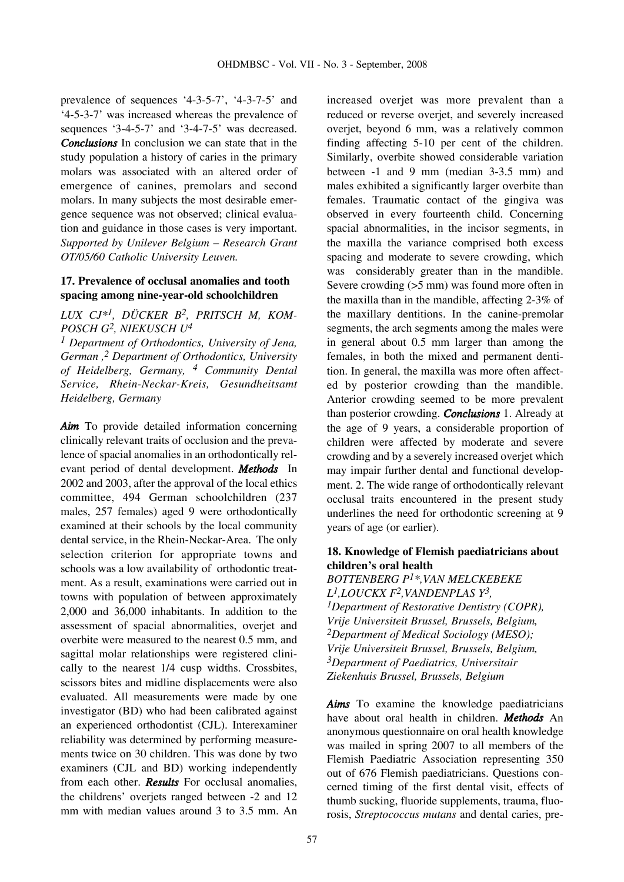prevalence of sequences '4-3-5-7', '4-3-7-5' and '4-5-3-7' was increased whereas the prevalence of sequences '3-4-5-7' and '3-4-7-5' was decreased. ***Conclusions*** In conclusion we can state that in the study population a history of caries in the primary molars was associated with an altered order of emergence of canines, premolars and second molars. In many subjects the most desirable emergence sequence was not observed; clinical evaluation and guidance in those cases is very important. *Supported by Unilever Belgium – Research Grant OT/05/60 Catholic University Leuven.*

### 17. Prevalence of occlusal anomalies and tooth spacing among nine-year-old schoolchildren

*LUX CJ*[1], DÜCKER B[2], PRITSCH M, KOMPOSCH G[2], NIEKUSCH U[4]*

*[1] Department of Orthodontics, University of Jena, German, [2] Department of Orthodontics, University of Heidelberg, Germany, [4] Community Dental Service, Rhein-Neckar-Kreis, Gesundheitsamt Heidelberg, Germany*

***Aim*** To provide detailed information concerning clinically relevant traits of occlusion and the prevalence of spacial anomalies in an orthodontically relevant period of dental development. ***Methods*** In 2002 and 2003, after the approval of the local ethics committee, 494 German schoolchildren (237 males, 257 females) aged 9 were orthodontically examined at their schools by the local community dental service, in the Rhein-Neckar-Area. The only selection criterion for appropriate towns and schools was a low availability of orthodontic treatment. As a result, examinations were carried out in towns with population of between approximately 2,000 and 36,000 inhabitants. In addition to the assessment of spacial abnormalities, overjet and overbite were measured to the nearest 0.5 mm, and sagittal molar relationships were registered clinically to the nearest 1/4 cusp widths. Crossbites, scissors bites and midline displacements were also evaluated. All measurements were made by one investigator (BD) who had been calibrated against an experienced orthodontist (CJL). Interexaminer reliability was determined by performing measurements twice on 30 children. This was done by two examiners (CJL and BD) working independently from each other. ***Results*** For occlusal anomalies, the childrens' overjets ranged between -2 and 12 mm with median values around 3 to 3.5 mm. An increased overjet was more prevalent than a reduced or reverse overjet, and severely increased overjet, beyond 6 mm, was a relatively common finding affecting 5-10 per cent of the children. Similarly, overbite showed considerable variation between -1 and 9 mm (median 3-3.5 mm) and males exhibited a significantly larger overbite than females. Traumatic contact of the gingiva was observed in every fourteenth child. Concerning spacial abnormalities, in the incisor segments, in the maxilla the variance comprised both excess spacing and moderate to severe crowding, which was considerably greater than in the mandible. Severe crowding (>5 mm) was found more often in the maxilla than in the mandible, affecting 2-3% of the maxillary dentitions. In the canine-premolar segments, the arch segments among the males were in general about 0.5 mm larger than among the females, in both the mixed and permanent dentition. In general, the maxilla was more often affected by posterior crowding than the mandible. Anterior crowding seemed to be more prevalent than posterior crowding. ***Conclusions*** 1. Already at the age of 9 years, a considerable proportion of children were affected by moderate and severe crowding and by a severely increased overjet which may impair further dental and functional development. 2. The wide range of orthodontically relevant occlusal traits encountered in the present study underlines the need for orthodontic screening at 9 years of age (or earlier).

### 18. Knowledge of Flemish paediatricians about children's oral health

*BOTTENBERG P[1]*, VAN MELCKEBEKE L[1], LOUCKX F[2], VANDENPLAS Y[3],*

*[1]Department of Restorative Dentistry (COPR), Vrije Universiteit Brussel, Brussels, Belgium, [2]Department of Medical Sociology (MESO); Vrije Universiteit Brussel, Brussels, Belgium, [3]Department of Paediatrics, Universitair Ziekenhuis Brussel, Brussels, Belgium*

***Aims*** To examine the knowledge paediatricians have about oral health in children. ***Methods*** An anonymous questionnaire on oral health knowledge was mailed in spring 2007 to all members of the Flemish Paediatric Association representing 350 out of 676 Flemish paediatricians. Questions concerned timing of the first dental visit, effects of thumb sucking, fluoride supplements, trauma, fluorosis, *Streptococcus mutans* and dental caries, pre-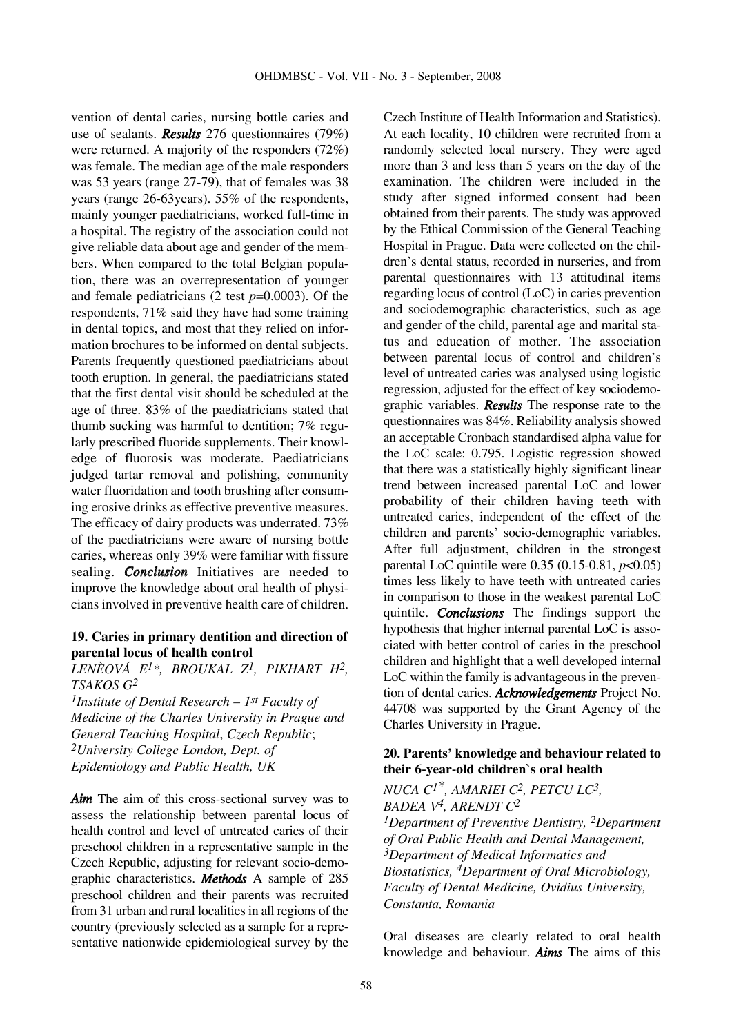vention of dental caries, nursing bottle caries and use of sealants. ***Results*** 276 questionnaires (79%) were returned. A majority of the responders (72%) was female. The median age of the male responders was 53 years (range 27-79), that of females was 38 years (range 26-63years). 55% of the respondents, mainly younger paediatricians, worked full-time in a hospital. The registry of the association could not give reliable data about age and gender of the members. When compared to the total Belgian population, there was an overrepresentation of younger and female pediatricians (2 test $p$=0.0003). Of the respondents, 71% said they have had some training in dental topics, and most that they relied on information brochures to be informed on dental subjects. Parents frequently questioned paediatricians about tooth eruption. In general, the paediatricians stated that the first dental visit should be scheduled at the age of three. 83% of the paediatricians stated that thumb sucking was harmful to dentition; 7% regularly prescribed fluoride supplements. Their knowledge of fluorosis was moderate. Paediatricians judged tartar removal and polishing, community water fluoridation and tooth brushing after consuming erosive drinks as effective preventive measures. The efficacy of dairy products was underrated. 73% of the paediatricians were aware of nursing bottle caries, whereas only 39% were familiar with fissure sealing. ***Conclusion*** Initiatives are needed to improve the knowledge about oral health of physicians involved in preventive health care of children.

### 19. Caries in primary dentition and direction of parental locus of health control

*LENÈOVÁ E[1]\*, BROUKAL Z[1], PIKHART H[2], TSAKOS G[2]*

*[1]Institute of Dental Research – 1st Faculty of Medicine of the Charles University in Prague and General Teaching Hospital, Czech Republic; [2]University College London, Dept. of Epidemiology and Public Health, UK*

***Aim*** The aim of this cross-sectional survey was to assess the relationship between parental locus of health control and level of untreated caries of their preschool children in a representative sample in the Czech Republic, adjusting for relevant socio-demographic characteristics. ***Methods*** A sample of 285 preschool children and their parents was recruited from 31 urban and rural localities in all regions of the country (previously selected as a sample for a representative nationwide epidemiological survey by the Czech Institute of Health Information and Statistics). At each locality, 10 children were recruited from a randomly selected local nursery. They were aged more than 3 and less than 5 years on the day of the examination. The children were included in the study after signed informed consent had been obtained from their parents. The study was approved by the Ethical Commission of the General Teaching Hospital in Prague. Data were collected on the children's dental status, recorded in nurseries, and from parental questionnaires with 13 attitudinal items regarding locus of control (LoC) in caries prevention and sociodemographic characteristics, such as age and gender of the child, parental age and marital status and education of mother. The association between parental locus of control and children's level of untreated caries was analysed using logistic regression, adjusted for the effect of key sociodemographic variables. ***Results*** The response rate to the questionnaires was 84%. Reliability analysis showed an acceptable Cronbach standardised alpha value for the LoC scale: 0.795. Logistic regression showed that there was a statistically highly significant linear trend between increased parental LoC and lower probability of their children having teeth with untreated caries, independent of the effect of the children and parents' socio-demographic variables. After full adjustment, children in the strongest parental LoC quintile were 0.35 (0.15-0.81, $p$<0.05) times less likely to have teeth with untreated caries in comparison to those in the weakest parental LoC quintile. ***Conclusions*** The findings support the hypothesis that higher internal parental LoC is associated with better control of caries in the preschool children and highlight that a well developed internal LoC within the family is advantageous in the prevention of dental caries. ***Acknowledgements*** Project No. 44708 was supported by the Grant Agency of the Charles University in Prague.

### 20. Parents' knowledge and behaviour related to their 6-year-old children`s oral health

*NUCA C[1]\*, AMARIEI C[2], PETCU LC[3], BADEA V[4], ARENDT C[2]*

*[1]Department of Preventive Dentistry, [2]Department of Oral Public Health and Dental Management, [3]Department of Medical Informatics and Biostatistics, [4]Department of Oral Microbiology, Faculty of Dental Medicine, Ovidius University, Constanta, Romania*

Oral diseases are clearly related to oral health knowledge and behaviour. ***Aims*** The aims of this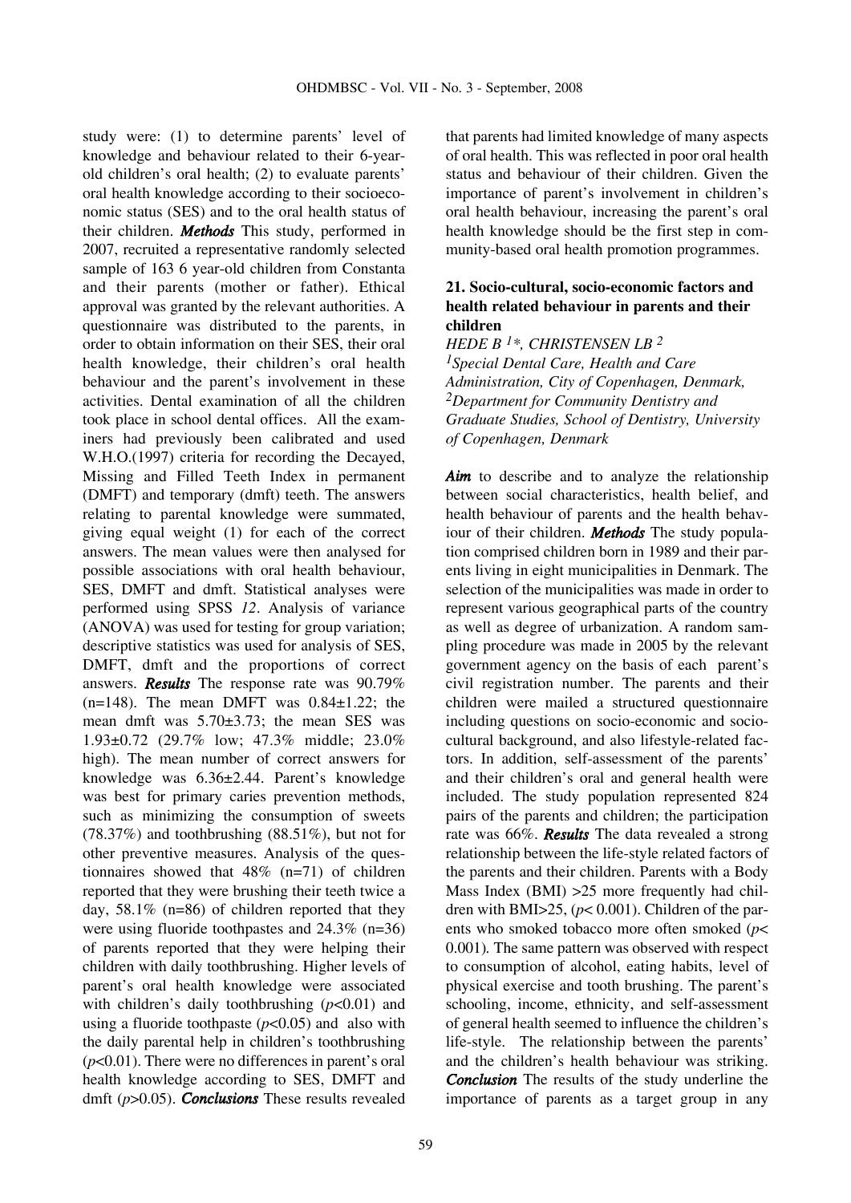study were: (1) to determine parents' level of knowledge and behaviour related to their 6-year-old children's oral health; (2) to evaluate parents' oral health knowledge according to their socioeconomic status (SES) and to the oral health status of their children. ***Methods*** This study, performed in 2007, recruited a representative randomly selected sample of 163 6 year-old children from Constanta and their parents (mother or father). Ethical approval was granted by the relevant authorities. A questionnaire was distributed to the parents, in order to obtain information on their SES, their oral health knowledge, their children's oral health behaviour and the parent's involvement in these activities. Dental examination of all the children took place in school dental offices. All the examiners had previously been calibrated and used W.H.O.(1997) criteria for recording the Decayed, Missing and Filled Teeth Index in permanent (DMFT) and temporary (dmft) teeth. The answers relating to parental knowledge were summated, giving equal weight (1) for each of the correct answers. The mean values were then analysed for possible associations with oral health behaviour, SES, DMFT and dmft. Statistical analyses were performed using SPSS *12*. Analysis of variance (ANOVA) was used for testing for group variation; descriptive statistics was used for analysis of SES, DMFT, dmft and the proportions of correct answers. ***Results*** The response rate was 90.79% (n=148). The mean DMFT was 0.84±1.22; the mean dmft was 5.70±3.73; the mean SES was 1.93±0.72 (29.7% low; 47.3% middle; 23.0% high). The mean number of correct answers for knowledge was 6.36±2.44. Parent's knowledge was best for primary caries prevention methods, such as minimizing the consumption of sweets (78.37%) and toothbrushing (88.51%), but not for other preventive measures. Analysis of the questionnaires showed that 48% (n=71) of children reported that they were brushing their teeth twice a day, 58.1% (n=86) of children reported that they were using fluoride toothpastes and 24.3% (n=36) of parents reported that they were helping their children with daily toothbrushing. Higher levels of parent's oral health knowledge were associated with children's daily toothbrushing ($p<0.01$) and using a fluoride toothpaste ($p<0.05$) and also with the daily parental help in children's toothbrushing ($p<0.01$). There were no differences in parent's oral health knowledge according to SES, DMFT and dmft ($p>0.05$). ***Conclusions*** These results revealed that parents had limited knowledge of many aspects of oral health. This was reflected in poor oral health status and behaviour of their children. Given the importance of parent's involvement in children's oral health behaviour, increasing the parent's oral health knowledge should be the first step in community-based oral health promotion programmes.

### 21. Socio-cultural, socio-economic factors and health related behaviour in parents and their children

*HEDE B [1]\*, CHRISTENSEN LB [2]*

*[1]Special Dental Care, Health and Care Administration, City of Copenhagen, Denmark, [2]Department for Community Dentistry and Graduate Studies, School of Dentistry, University of Copenhagen, Denmark*

***Aim*** to describe and to analyze the relationship between social characteristics, health belief, and health behaviour of parents and the health behaviour of their children. ***Methods*** The study population comprised children born in 1989 and their parents living in eight municipalities in Denmark. The selection of the municipalities was made in order to represent various geographical parts of the country as well as degree of urbanization. A random sampling procedure was made in 2005 by the relevant government agency on the basis of each parent's civil registration number. The parents and their children were mailed a structured questionnaire including questions on socio-economic and socio-cultural background, and also lifestyle-related factors. In addition, self-assessment of the parents' and their children's oral and general health were included. The study population represented 824 pairs of the parents and children; the participation rate was 66%. ***Results*** The data revealed a strong relationship between the life-style related factors of the parents and their children. Parents with a Body Mass Index (BMI) >25 more frequently had children with BMI>25, ($p< 0.001$). Children of the parents who smoked tobacco more often smoked ($p< 0.001$). The same pattern was observed with respect to consumption of alcohol, eating habits, level of physical exercise and tooth brushing. The parent's schooling, income, ethnicity, and self-assessment of general health seemed to influence the children's life-style. The relationship between the parents' and the children's health behaviour was striking. ***Conclusion*** The results of the study underline the importance of parents as a target group in any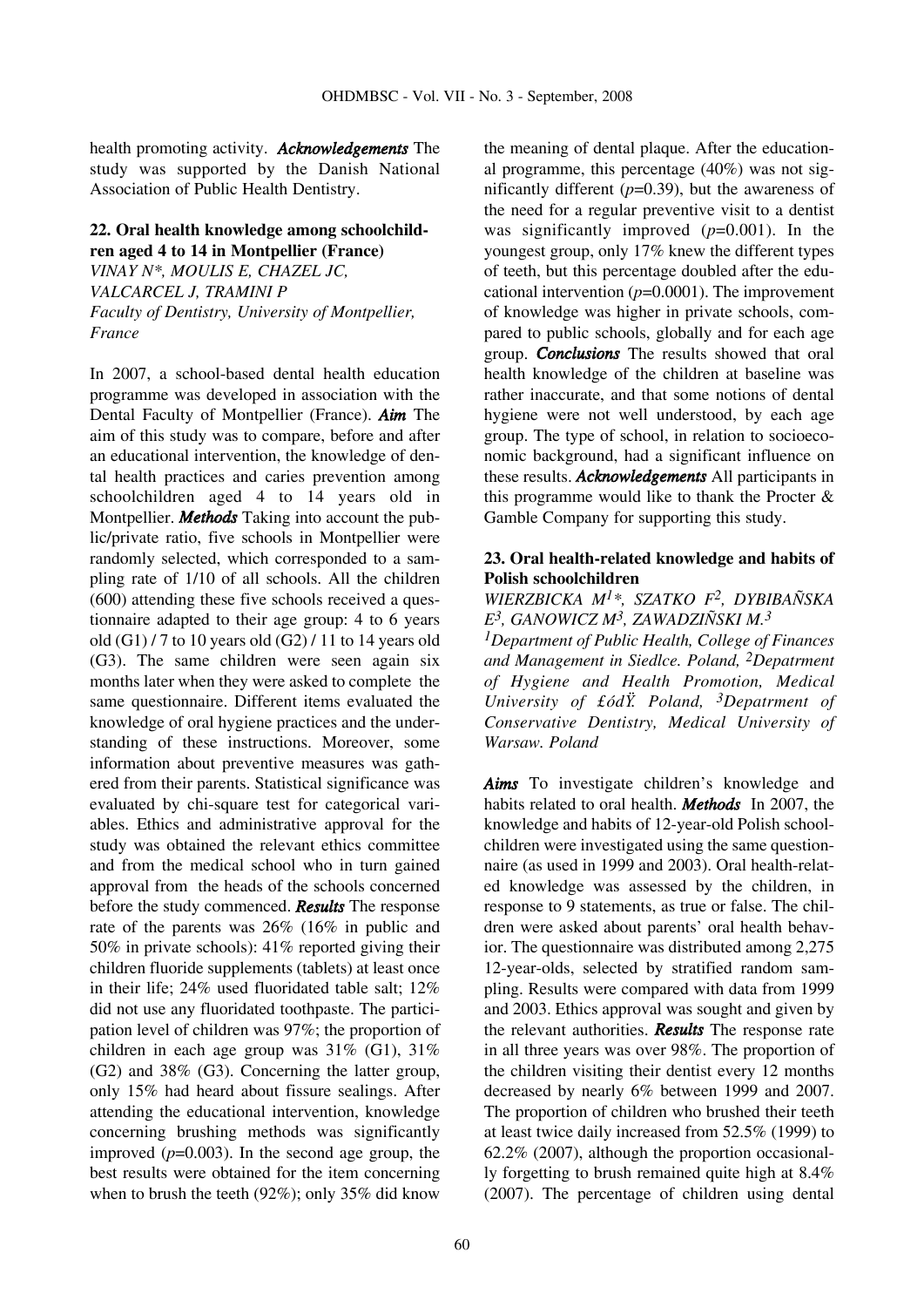health promoting activity. ***Acknowledgements*** The study was supported by the Danish National Association of Public Health Dentistry.

**22. Oral health knowledge among schoolchildren aged 4 to 14 in Montpellier (France)**
*VINAY N\*, MOULIS E, CHAZEL JC, VALCARCEL J, TRAMINI P*
*Faculty of Dentistry, University of Montpellier, France*

In 2007, a school-based dental health education programme was developed in association with the Dental Faculty of Montpellier (France). ***Aim*** The aim of this study was to compare, before and after an educational intervention, the knowledge of dental health practices and caries prevention among schoolchildren aged 4 to 14 years old in Montpellier. ***Methods*** Taking into account the public/private ratio, five schools in Montpellier were randomly selected, which corresponded to a sampling rate of 1/10 of all schools. All the children (600) attending these five schools received a questionnaire adapted to their age group: 4 to 6 years old (G1) / 7 to 10 years old (G2) / 11 to 14 years old (G3). The same children were seen again six months later when they were asked to complete the same questionnaire. Different items evaluated the knowledge of oral hygiene practices and the understanding of these instructions. Moreover, some information about preventive measures was gathered from their parents. Statistical significance was evaluated by chi-square test for categorical variables. Ethics and administrative approval for the study was obtained the relevant ethics committee and from the medical school who in turn gained approval from the heads of the schools concerned before the study commenced. ***Results*** The response rate of the parents was 26% (16% in public and 50% in private schools): 41% reported giving their children fluoride supplements (tablets) at least once in their life; 24% used fluoridated table salt; 12% did not use any fluoridated toothpaste. The participation level of children was 97%; the proportion of children in each age group was 31% (G1), 31% (G2) and 38% (G3). Concerning the latter group, only 15% had heard about fissure sealings. After attending the educational intervention, knowledge concerning brushing methods was significantly improved ($p$=0.003). In the second age group, the best results were obtained for the item concerning when to brush the teeth (92%); only 35% did know the meaning of dental plaque. After the educational programme, this percentage (40%) was not significantly different ($p$=0.39), but the awareness of the need for a regular preventive visit to a dentist was significantly improved ($p$=0.001). In the youngest group, only 17% knew the different types of teeth, but this percentage doubled after the educational intervention ($p$=0.0001). The improvement of knowledge was higher in private schools, compared to public schools, globally and for each age group. ***Conclusions*** The results showed that oral health knowledge of the children at baseline was rather inaccurate, and that some notions of dental hygiene were not well understood, by each age group. The type of school, in relation to socioeconomic background, had a significant influence on these results. ***Acknowledgements*** All participants in this programme would like to thank the Procter & Gamble Company for supporting this study.

**23. Oral health-related knowledge and habits of Polish schoolchildren**
*WIERZBICKA M[1]\*, SZATKO F[2], DYBIBAÑSKA E[3], GANOWICZ M[3], ZAWADZIÑSKI M.[3]*
*[1]Department of Public Health, College of Finances and Management in Siedlce. Poland, [2]Depatrment of Hygiene and Health Promotion, Medical University of £ódŸ. Poland, [3]Depatrment of Conservative Dentistry, Medical University of Warsaw. Poland*

***Aims*** To investigate children's knowledge and habits related to oral health. ***Methods*** In 2007, the knowledge and habits of 12-year-old Polish schoolchildren were investigated using the same questionnaire (as used in 1999 and 2003). Oral health-related knowledge was assessed by the children, in response to 9 statements, as true or false. The children were asked about parents' oral health behavior. The questionnaire was distributed among 2,275 12-year-olds, selected by stratified random sampling. Results were compared with data from 1999 and 2003. Ethics approval was sought and given by the relevant authorities. ***Results*** The response rate in all three years was over 98%. The proportion of the children visiting their dentist every 12 months decreased by nearly 6% between 1999 and 2007. The proportion of children who brushed their teeth at least twice daily increased from 52.5% (1999) to 62.2% (2007), although the proportion occasionally forgetting to brush remained quite high at 8.4% (2007). The percentage of children using dental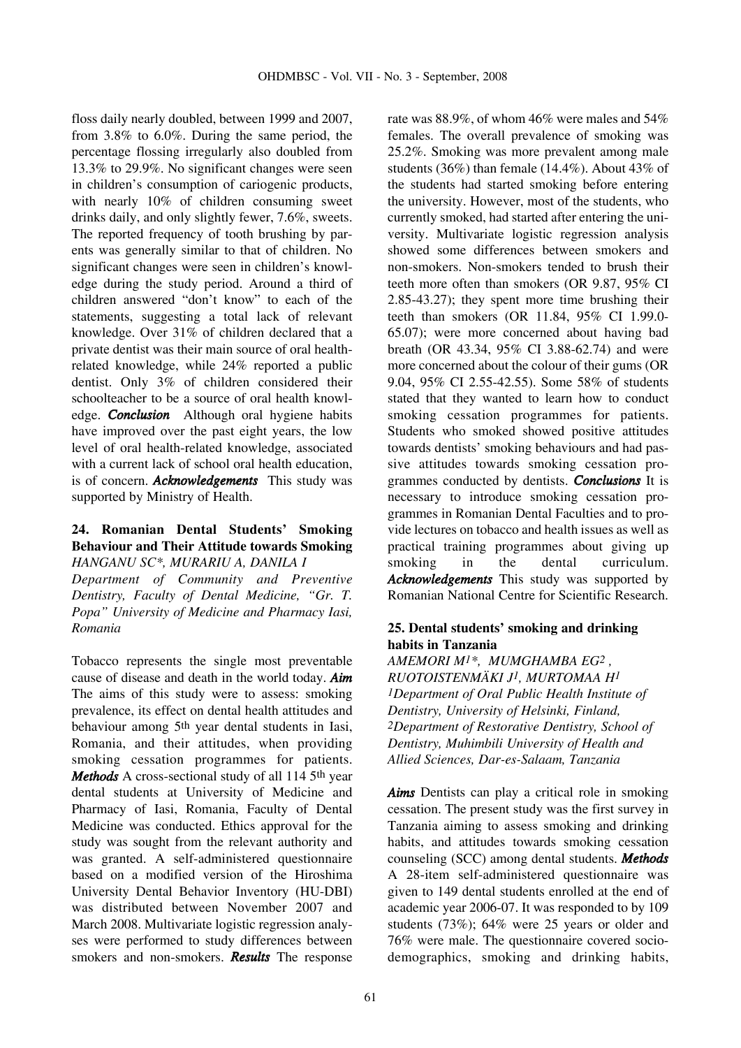floss daily nearly doubled, between 1999 and 2007, from 3.8% to 6.0%. During the same period, the percentage flossing irregularly also doubled from 13.3% to 29.9%. No significant changes were seen in children's consumption of cariogenic products, with nearly 10% of children consuming sweet drinks daily, and only slightly fewer, 7.6%, sweets. The reported frequency of tooth brushing by parents was generally similar to that of children. No significant changes were seen in children's knowledge during the study period. Around a third of children answered "don't know" to each of the statements, suggesting a total lack of relevant knowledge. Over 31% of children declared that a private dentist was their main source of oral health-related knowledge, while 24% reported a public dentist. Only 3% of children considered their schoolteacher to be a source of oral health knowledge. ***Conclusion*** Although oral hygiene habits have improved over the past eight years, the low level of oral health-related knowledge, associated with a current lack of school oral health education, is of concern. ***Acknowledgements*** This study was supported by Ministry of Health.

### 24. Romanian Dental Students' Smoking Behaviour and Their Attitude towards Smoking

*HANGANU SC\*, MURARIU A, DANILA I*

*Department of Community and Preventive Dentistry, Faculty of Dental Medicine, "Gr. T. Popa" University of Medicine and Pharmacy Iasi, Romania*

Tobacco represents the single most preventable cause of disease and death in the world today. ***Aim*** The aims of this study were to assess: smoking prevalence, its effect on dental health attitudes and behaviour among 5th year dental students in Iasi, Romania, and their attitudes, when providing smoking cessation programmes for patients. ***Methods*** A cross-sectional study of all 114 5th year dental students at University of Medicine and Pharmacy of Iasi, Romania, Faculty of Dental Medicine was conducted. Ethics approval for the study was sought from the relevant authority and was granted. A self-administered questionnaire based on a modified version of the Hiroshima University Dental Behavior Inventory (HU-DBI) was distributed between November 2007 and March 2008. Multivariate logistic regression analyses were performed to study differences between smokers and non-smokers. ***Results*** The response rate was 88.9%, of whom 46% were males and 54% females. The overall prevalence of smoking was 25.2%. Smoking was more prevalent among male students (36%) than female (14.4%). About 43% of the students had started smoking before entering the university. However, most of the students, who currently smoked, had started after entering the university. Multivariate logistic regression analysis showed some differences between smokers and non-smokers. Non-smokers tended to brush their teeth more often than smokers (OR 9.87, 95% CI 2.85-43.27); they spent more time brushing their teeth than smokers (OR 11.84, 95% CI 1.99.0-65.07); were more concerned about having bad breath (OR 43.34, 95% CI 3.88-62.74) and were more concerned about the colour of their gums (OR 9.04, 95% CI 2.55-42.55). Some 58% of students stated that they wanted to learn how to conduct smoking cessation programmes for patients. Students who smoked showed positive attitudes towards dentists' smoking behaviours and had passive attitudes towards smoking cessation programmes conducted by dentists. ***Conclusions*** It is necessary to introduce smoking cessation programmes in Romanian Dental Faculties and to provide lectures on tobacco and health issues as well as practical training programmes about giving up smoking in the dental curriculum. ***Acknowledgements*** This study was supported by Romanian National Centre for Scientific Research.

### 25. Dental students' smoking and drinking habits in Tanzania

*AMEMORI M[1]\*, MUMGHAMBA EG[2], RUOTOISTENMÄKI J[1], MURTOMAA H[1]*

*[1]Department of Oral Public Health Institute of Dentistry, University of Helsinki, Finland,*
*[2]Department of Restorative Dentistry, School of Dentistry, Muhimbili University of Health and Allied Sciences, Dar-es-Salaam, Tanzania*

***Aims*** Dentists can play a critical role in smoking cessation. The present study was the first survey in Tanzania aiming to assess smoking and drinking habits, and attitudes towards smoking cessation counseling (SCC) among dental students. ***Methods*** A 28-item self-administered questionnaire was given to 149 dental students enrolled at the end of academic year 2006-07. It was responded to by 109 students (73%); 64% were 25 years or older and 76% were male. The questionnaire covered socio-demographics, smoking and drinking habits,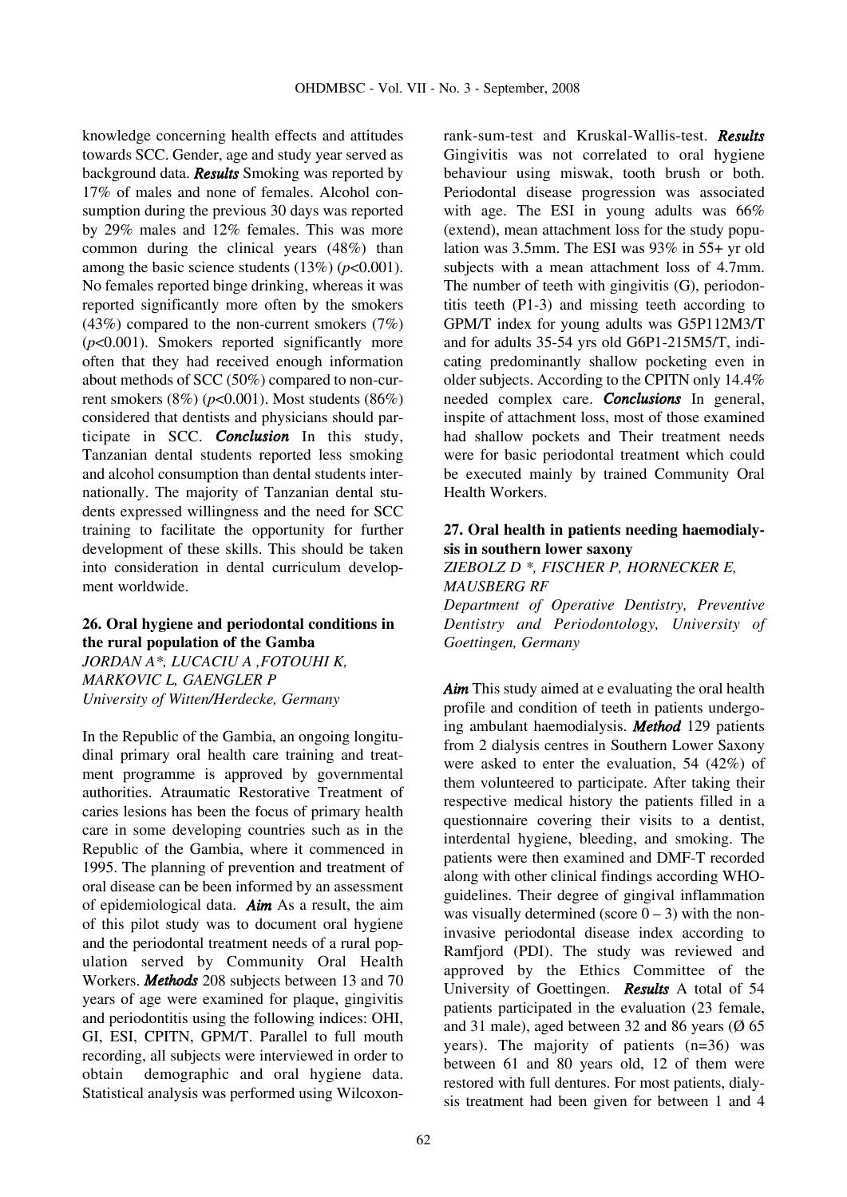knowledge concerning health effects and attitudes towards SCC. Gender, age and study year served as background data. ***Results*** Smoking was reported by 17% of males and none of females. Alcohol consumption during the previous 30 days was reported by 29% males and 12% females. This was more common during the clinical years (48%) than among the basic science students (13%) ($p<0.001$). No females reported binge drinking, whereas it was reported significantly more often by the smokers (43%) compared to the non-current smokers (7%) ($p<0.001$). Smokers reported significantly more often that they had received enough information about methods of SCC (50%) compared to non-current smokers (8%) ($p<0.001$). Most students (86%) considered that dentists and physicians should participate in SCC. ***Conclusion*** In this study, Tanzanian dental students reported less smoking and alcohol consumption than dental students internationally. The majority of Tanzanian dental students expressed willingness and the need for SCC training to facilitate the opportunity for further development of these skills. This should be taken into consideration in dental curriculum development worldwide.

### 26. Oral hygiene and periodontal conditions in the rural population of the Gamba

*JORDAN A\*, LUCACIU A ,FOTOUHI K, MARKOVIC L, GAENGLER P*
*University of Witten/Herdecke, Germany*

In the Republic of the Gambia, an ongoing longitudinal primary oral health care training and treatment programme is approved by governmental authorities. Atraumatic Restorative Treatment of caries lesions has been the focus of primary health care in some developing countries such as in the Republic of the Gambia, where it commenced in 1995. The planning of prevention and treatment of oral disease can be been informed by an assessment of epidemiological data. ***Aim*** As a result, the aim of this pilot study was to document oral hygiene and the periodontal treatment needs of a rural population served by Community Oral Health Workers. ***Methods*** 208 subjects between 13 and 70 years of age were examined for plaque, gingivitis and periodontitis using the following indices: OHI, GI, ESI, CPITN, GPM/T. Parallel to full mouth recording, all subjects were interviewed in order to obtain demographic and oral hygiene data. Statistical analysis was performed using Wilcoxon-rank-sum-test and Kruskal-Wallis-test. ***Results*** Gingivitis was not correlated to oral hygiene behaviour using miswak, tooth brush or both. Periodontal disease progression was associated with age. The ESI in young adults was 66% (extend), mean attachment loss for the study population was 3.5mm. The ESI was 93% in 55+ yr old subjects with a mean attachment loss of 4.7mm. The number of teeth with gingivitis (G), periodontitis teeth (P1-3) and missing teeth according to GPM/T index for young adults was G5P112M3/T and for adults 35-54 yrs old G6P1-215M5/T, indicating predominantly shallow pocketing even in older subjects. According to the CPITN only 14.4% needed complex care. ***Conclusions*** In general, inspite of attachment loss, most of those examined had shallow pockets and Their treatment needs were for basic periodontal treatment which could be executed mainly by trained Community Oral Health Workers.

### 27. Oral health in patients needing haemodialysis in southern lower saxony

*ZIEBOLZ D \*, FISCHER P, HORNECKER E, MAUSBERG RF*
*Department of Operative Dentistry, Preventive Dentistry and Periodontology, University of Goettingen, Germany*

***Aim*** This study aimed at e evaluating the oral health profile and condition of teeth in patients undergoing ambulant haemodialysis. ***Method*** 129 patients from 2 dialysis centres in Southern Lower Saxony were asked to enter the evaluation, 54 (42%) of them volunteered to participate. After taking their respective medical history the patients filled in a questionnaire covering their visits to a dentist, interdental hygiene, bleeding, and smoking. The patients were then examined and DMF-T recorded along with other clinical findings according WHO-guidelines. Their degree of gingival inflammation was visually determined (score 0 – 3) with the non-invasive periodontal disease index according to Ramfjord (PDI). The study was reviewed and approved by the Ethics Committee of the University of Goettingen. ***Results*** A total of 54 patients participated in the evaluation (23 female, and 31 male), aged between 32 and 86 years (Ø 65 years). The majority of patients (n=36) was between 61 and 80 years old, 12 of them were restored with full dentures. For most patients, dialysis treatment had been given for between 1 and 4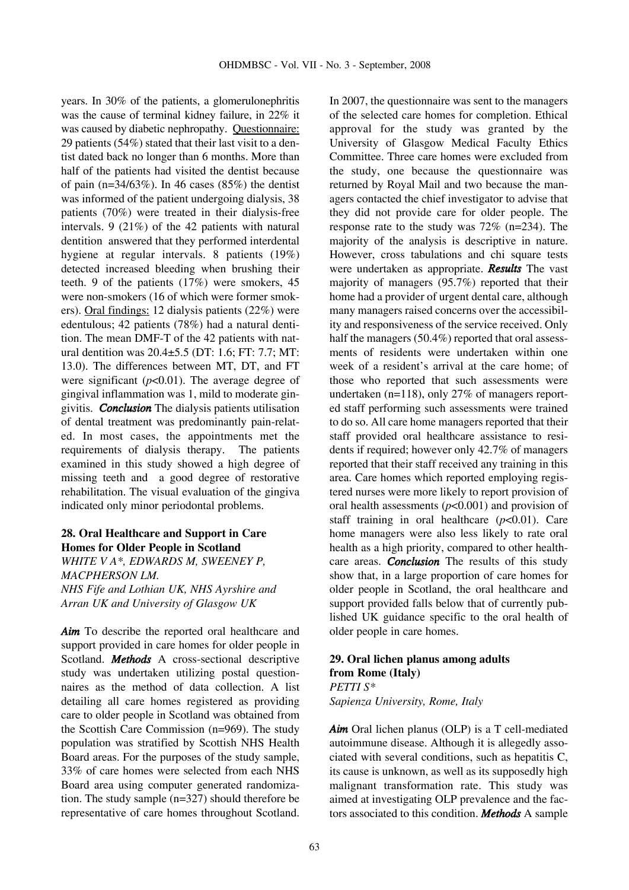years. In 30% of the patients, a glomerulonephritis was the cause of terminal kidney failure, in 22% it was caused by diabetic nephropathy. Questionnaire: 29 patients (54%) stated that their last visit to a dentist dated back no longer than 6 months. More than half of the patients had visited the dentist because of pain (n=34/63%). In 46 cases (85%) the dentist was informed of the patient undergoing dialysis, 38 patients (70%) were treated in their dialysis-free intervals. 9 (21%) of the 42 patients with natural dentition answered that they performed interdental hygiene at regular intervals. 8 patients (19%) detected increased bleeding when brushing their teeth. 9 of the patients (17%) were smokers, 45 were non-smokers (16 of which were former smokers). Oral findings: 12 dialysis patients (22%) were edentulous; 42 patients (78%) had a natural dentition. The mean DMF-T of the 42 patients with natural dentition was 20.4±5.5 (DT: 1.6; FT: 7.7; MT: 13.0). The differences between MT, DT, and FT were significant ($p<0.01$). The average degree of gingival inflammation was 1, mild to moderate gingivitis. ***Conclusion*** The dialysis patients utilisation of dental treatment was predominantly pain-related. In most cases, the appointments met the requirements of dialysis therapy. The patients examined in this study showed a high degree of missing teeth and a good degree of restorative rehabilitation. The visual evaluation of the gingiva indicated only minor periodontal problems.

## 28. Oral Healthcare and Support in Care Homes for Older People in Scotland

*WHITE V A\*, EDWARDS M, SWEENEY P, MACPHERSON LM.*

*NHS Fife and Lothian UK, NHS Ayrshire and Arran UK and University of Glasgow UK*

***Aim*** To describe the reported oral healthcare and support provided in care homes for older people in Scotland. ***Methods*** A cross-sectional descriptive study was undertaken utilizing postal questionnaires as the method of data collection. A list detailing all care homes registered as providing care to older people in Scotland was obtained from the Scottish Care Commission (n=969). The study population was stratified by Scottish NHS Health Board areas. For the purposes of the study sample, 33% of care homes were selected from each NHS Board area using computer generated randomization. The study sample (n=327) should therefore be representative of care homes throughout Scotland. In 2007, the questionnaire was sent to the managers of the selected care homes for completion. Ethical approval for the study was granted by the University of Glasgow Medical Faculty Ethics Committee. Three care homes were excluded from the study, one because the questionnaire was returned by Royal Mail and two because the managers contacted the chief investigator to advise that they did not provide care for older people. The response rate to the study was 72% (n=234). The majority of the analysis is descriptive in nature. However, cross tabulations and chi square tests were undertaken as appropriate. ***Results*** The vast majority of managers (95.7%) reported that their home had a provider of urgent dental care, although many managers raised concerns over the accessibility and responsiveness of the service received. Only half the managers (50.4%) reported that oral assessments of residents were undertaken within one week of a resident's arrival at the care home; of those who reported that such assessments were undertaken (n=118), only 27% of managers reported staff performing such assessments were trained to do so. All care home managers reported that their staff provided oral healthcare assistance to residents if required; however only 42.7% of managers reported that their staff received any training in this area. Care homes which reported employing registered nurses were more likely to report provision of oral health assessments ($p<0.001$) and provision of staff training in oral healthcare ($p<0.01$). Care home managers were also less likely to rate oral health as a high priority, compared to other healthcare areas. ***Conclusion*** The results of this study show that, in a large proportion of care homes for older people in Scotland, the oral healthcare and support provided falls below that of currently published UK guidance specific to the oral health of older people in care homes.

## 29. Oral lichen planus among adults from Rome (Italy)

*PETTI S\**

*Sapienza University, Rome, Italy*

***Aim*** Oral lichen planus (OLP) is a T cell-mediated autoimmune disease. Although it is allegedly associated with several conditions, such as hepatitis C, its cause is unknown, as well as its supposedly high malignant transformation rate. This study was aimed at investigating OLP prevalence and the factors associated to this condition. ***Methods*** A sample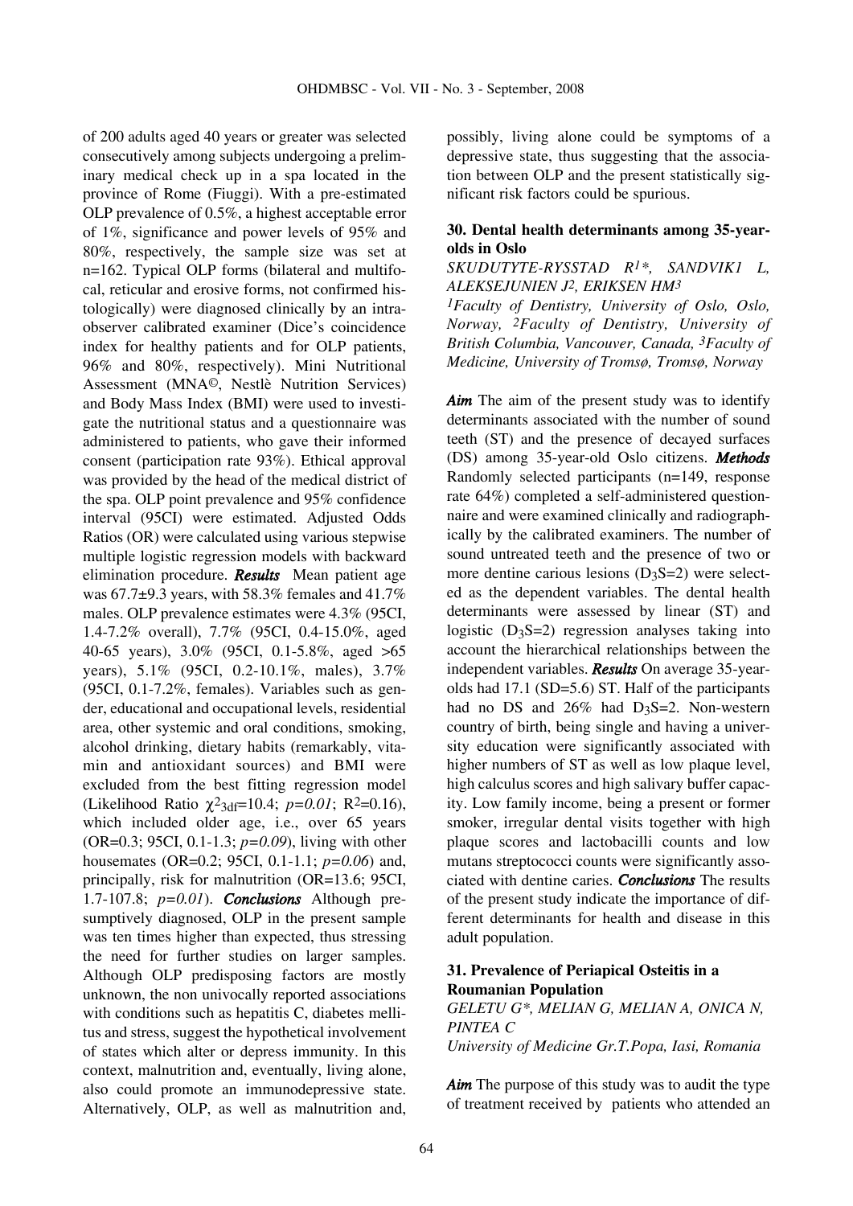of 200 adults aged 40 years or greater was selected consecutively among subjects undergoing a preliminary medical check up in a spa located in the province of Rome (Fiuggi). With a pre-estimated OLP prevalence of 0.5%, a highest acceptable error of 1%, significance and power levels of 95% and 80%, respectively, the sample size was set at n=162. Typical OLP forms (bilateral and multifocal, reticular and erosive forms, not confirmed histologically) were diagnosed clinically by an intra-observer calibrated examiner (Dice's coincidence index for healthy patients and for OLP patients, 96% and 80%, respectively). Mini Nutritional Assessment (MNA©, Nestlè Nutrition Services) and Body Mass Index (BMI) were used to investigate the nutritional status and a questionnaire was administered to patients, who gave their informed consent (participation rate 93%). Ethical approval was provided by the head of the medical district of the spa. OLP point prevalence and 95% confidence interval (95CI) were estimated. Adjusted Odds Ratios (OR) were calculated using various stepwise multiple logistic regression models with backward elimination procedure. ***Results*** Mean patient age was 67.7±9.3 years, with 58.3% females and 41.7% males. OLP prevalence estimates were 4.3% (95CI, 1.4-7.2% overall), 7.7% (95CI, 0.4-15.0%, aged 40-65 years), 3.0% (95CI, 0.1-5.8%, aged >65 years), 5.1% (95CI, 0.2-10.1%, males), 3.7% (95CI, 0.1-7.2%, females). Variables such as gender, educational and occupational levels, residential area, other systemic and oral conditions, smoking, alcohol drinking, dietary habits (remarkably, vitamin and antioxidant sources) and BMI were excluded from the best fitting regression model (Likelihood Ratio $\chi^2_{3df}$=10.4; $p=0.01$; $R^2$=0.16), which included older age, i.e., over 65 years (OR=0.3; 95CI, 0.1-1.3; $p=0.09$), living with other housemates (OR=0.2; 95CI, 0.1-1.1; $p=0.06$) and, principally, risk for malnutrition (OR=13.6; 95CI, 1.7-107.8; $p=0.01$). ***Conclusions*** Although presumptively diagnosed, OLP in the present sample was ten times higher than expected, thus stressing the need for further studies on larger samples. Although OLP predisposing factors are mostly unknown, the non univocally reported associations with conditions such as hepatitis C, diabetes mellitus and stress, suggest the hypothetical involvement of states which alter or depress immunity. In this context, malnutrition and, eventually, living alone, also could promote an immunodepressive state. Alternatively, OLP, as well as malnutrition and, possibly, living alone could be symptoms of a depressive state, thus suggesting that the association between OLP and the present statistically significant risk factors could be spurious.

### 30. Dental health determinants among 35-year-olds in Oslo

*SKUDUTYTE-RYSSTAD R[1]\*, SANDVIK1 L, ALEKSEJUNIEN J[2], ERIKSEN HM[3]*

*[1]Faculty of Dentistry, University of Oslo, Oslo, Norway, [2]Faculty of Dentistry, University of British Columbia, Vancouver, Canada, [3]Faculty of Medicine, University of Tromsø, Tromsø, Norway*

***Aim*** The aim of the present study was to identify determinants associated with the number of sound teeth (ST) and the presence of decayed surfaces (DS) among 35-year-old Oslo citizens. ***Methods*** Randomly selected participants (n=149, response rate 64%) completed a self-administered questionnaire and were examined clinically and radiographically by the calibrated examiners. The number of sound untreated teeth and the presence of two or more dentine carious lesions ($D_3S$=2) were selected as the dependent variables. The dental health determinants were assessed by linear (ST) and logistic ($D_3S$=2) regression analyses taking into account the hierarchical relationships between the independent variables. ***Results*** On average 35-year-olds had 17.1 (SD=5.6) ST. Half of the participants had no DS and 26% had $D_3S$=2. Non-western country of birth, being single and having a university education were significantly associated with higher numbers of ST as well as low plaque level, high calculus scores and high salivary buffer capacity. Low family income, being a present or former smoker, irregular dental visits together with high plaque scores and lactobacilli counts and low mutans streptococci counts were significantly associated with dentine caries. ***Conclusions*** The results of the present study indicate the importance of different determinants for health and disease in this adult population.

### 31. Prevalence of Periapical Osteitis in a Roumanian Population

*GELETU G\*, MELIAN G, MELIAN A, ONICA N, PINTEA C*

*University of Medicine Gr.T.Popa, Iasi, Romania*

***Aim*** The purpose of this study was to audit the type of treatment received by patients who attended an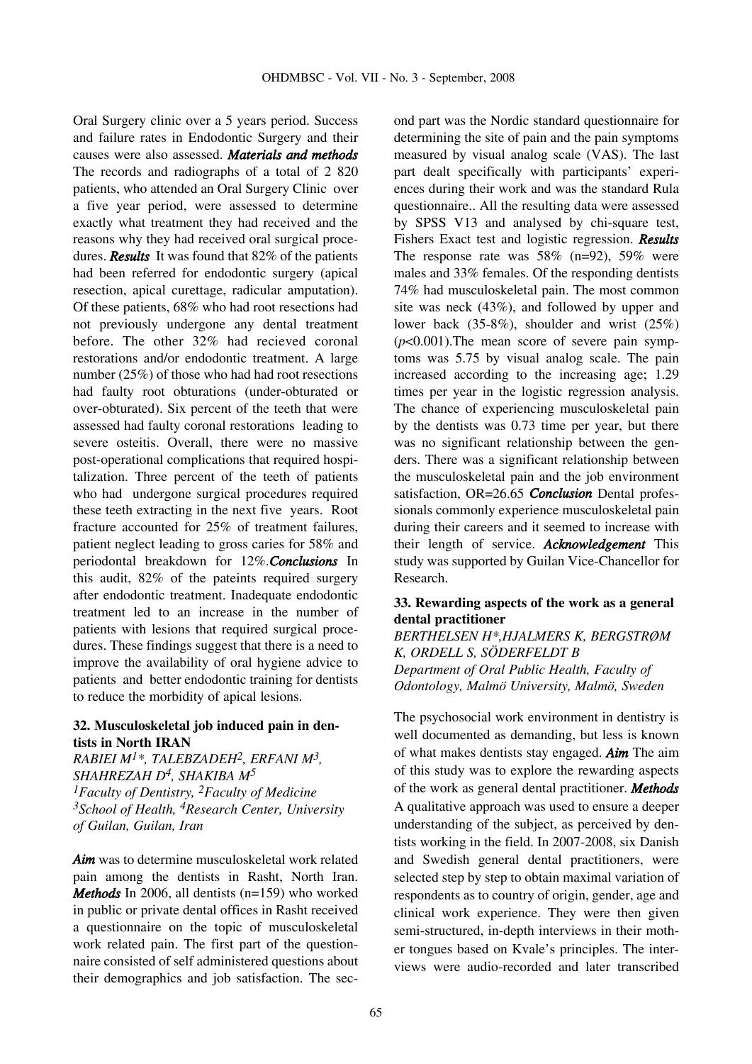Oral Surgery clinic over a 5 years period. Success and failure rates in Endodontic Surgery and their causes were also assessed. ***Materials and methods*** The records and radiographs of a total of 2 820 patients, who attended an Oral Surgery Clinic over a five year period, were assessed to determine exactly what treatment they had received and the reasons why they had received oral surgical procedures. ***Results*** It was found that 82% of the patients had been referred for endodontic surgery (apical resection, apical curettage, radicular amputation). Of these patients, 68% who had root resections had not previously undergone any dental treatment before. The other 32% had recieved coronal restorations and/or endodontic treatment. A large number (25%) of those who had had root resections had faulty root obturations (under-obturated or over-obturated). Six percent of the teeth that were assessed had faulty coronal restorations leading to severe osteitis. Overall, there were no massive post-operational complications that required hospitalization. Three percent of the teeth of patients who had undergone surgical procedures required these teeth extracting in the next five years. Root fracture accounted for 25% of treatment failures, patient neglect leading to gross caries for 58% and periodontal breakdown for 12%.***Conclusions*** In this audit, 82% of the pateints required surgery after endodontic treatment. Inadequate endodontic treatment led to an increase in the number of patients with lesions that required surgical procedures. These findings suggest that there is a need to improve the availability of oral hygiene advice to patients and better endodontic training for dentists to reduce the morbidity of apical lesions.

### 32. Musculoskeletal job induced pain in dentists in North IRAN

*RABIEI M[1]\*, TALEBZADEH[2], ERFANI M[3], SHAHREZAH D[4], SHAKIBA M[5]*
*[1]Faculty of Dentistry, [2]Faculty of Medicine*
*[3]School of Health, [4]Research Center, University of Guilan, Guilan, Iran*

***Aim*** was to determine musculoskeletal work related pain among the dentists in Rasht, North Iran. ***Methods*** In 2006, all dentists (n=159) who worked in public or private dental offices in Rasht received a questionnaire on the topic of musculoskeletal work related pain. The first part of the questionnaire consisted of self administered questions about their demographics and job satisfaction. The second part was the Nordic standard questionnaire for determining the site of pain and the pain symptoms measured by visual analog scale (VAS). The last part dealt specifically with participants' experiences during their work and was the standard Rula questionnaire.. All the resulting data were assessed by SPSS V13 and analysed by chi-square test, Fishers Exact test and logistic regression. ***Results*** The response rate was 58% (n=92), 59% were males and 33% females. Of the responding dentists 74% had musculoskeletal pain. The most common site was neck (43%), and followed by upper and lower back (35-8%), shoulder and wrist (25%) ($p<0.001$).The mean score of severe pain symptoms was 5.75 by visual analog scale. The pain increased according to the increasing age; 1.29 times per year in the logistic regression analysis. The chance of experiencing musculoskeletal pain by the dentists was 0.73 time per year, but there was no significant relationship between the genders. There was a significant relationship between the musculoskeletal pain and the job environment satisfaction, OR=26.65 ***Conclusion*** Dental professionals commonly experience musculoskeletal pain during their careers and it seemed to increase with their length of service. ***Acknowledgement*** This study was supported by Guilan Vice-Chancellor for Research.

### 33. Rewarding aspects of the work as a general dental practitioner

*BERTHELSEN H\*,HJALMERS K, BERGSTRØM K, ORDELL S, SÖDERFELDT B*
*Department of Oral Public Health, Faculty of Odontology, Malmö University, Malmö, Sweden*

The psychosocial work environment in dentistry is well documented as demanding, but less is known of what makes dentists stay engaged. ***Aim*** The aim of this study was to explore the rewarding aspects of the work as general dental practitioner. ***Methods*** A qualitative approach was used to ensure a deeper understanding of the subject, as perceived by dentists working in the field. In 2007-2008, six Danish and Swedish general dental practitioners, were selected step by step to obtain maximal variation of respondents as to country of origin, gender, age and clinical work experience. They were then given semi-structured, in-depth interviews in their mother tongues based on Kvale's principles. The interviews were audio-recorded and later transcribed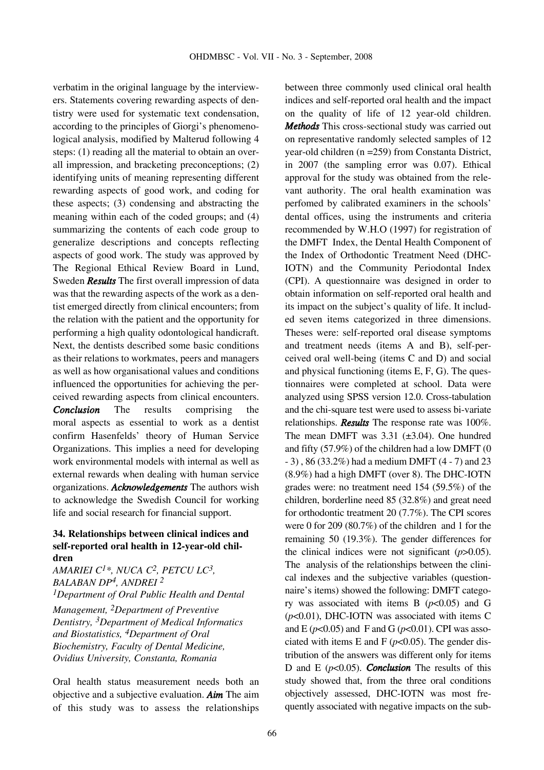verbatim in the original language by the interviewers. Statements covering rewarding aspects of dentistry were used for systematic text condensation, according to the principles of Giorgi's phenomenological analysis, modified by Malterud following 4 steps: (1) reading all the material to obtain an overall impression, and bracketing preconceptions; (2) identifying units of meaning representing different rewarding aspects of good work, and coding for these aspects; (3) condensing and abstracting the meaning within each of the coded groups; and (4) summarizing the contents of each code group to generalize descriptions and concepts reflecting aspects of good work. The study was approved by The Regional Ethical Review Board in Lund, Sweden ***Results*** The first overall impression of data was that the rewarding aspects of the work as a dentist emerged directly from clinical encounters; from the relation with the patient and the opportunity for performing a high quality odontological handicraft. Next, the dentists described some basic conditions as their relations to workmates, peers and managers as well as how organisational values and conditions influenced the opportunities for achieving the perceived rewarding aspects from clinical encounters. ***Conclusion*** The results comprising the moral aspects as essential to work as a dentist confirm Hasenfelds' theory of Human Service Organizations. This implies a need for developing work environmental models with internal as well as external rewards when dealing with human service organizations. ***Acknowledgements*** The authors wish to acknowledge the Swedish Council for working life and social research for financial support.

### 34. Relationships between clinical indices and self-reported oral health in 12-year-old children

*AMARIEI C[1]\*, NUCA C[2], PETCU LC[3], BALABAN DP[4], ANDREI [2]*
*[1]Department of Oral Public Health and Dental Management, [2]Department of Preventive Dentistry, [3]Department of Medical Informatics and Biostatistics, [4]Department of Oral Biochemistry, Faculty of Dental Medicine, Ovidius University, Constanta, Romania*

Oral health status measurement needs both an objective and a subjective evaluation. ***Aim*** The aim of this study was to assess the relationships between three commonly used clinical oral health indices and self-reported oral health and the impact on the quality of life of 12 year-old children. ***Methods*** This cross-sectional study was carried out on representative randomly selected samples of 12 year-old children (n =259) from Constanta District, in 2007 (the sampling error was 0.07). Ethical approval for the study was obtained from the relevant authority. The oral health examination was perfomed by calibrated examiners in the schools' dental offices, using the instruments and criteria recommended by W.H.O (1997) for registration of the DMFT Index, the Dental Health Component of the Index of Orthodontic Treatment Need (DHC-IOTN) and the Community Periodontal Index (CPI). A questionnaire was designed in order to obtain information on self-reported oral health and its impact on the subject's quality of life. It included seven items categorized in three dimensions. Theses were: self-reported oral disease symptoms and treatment needs (items A and B), self-perceived oral well-being (items C and D) and social and physical functioning (items E, F, G). The questionnaires were completed at school. Data were analyzed using SPSS version 12.0. Cross-tabulation and the chi-square test were used to assess bi-variate relationships. ***Results*** The response rate was 100%. The mean DMFT was 3.31 (±3.04). One hundred and fifty (57.9%) of the children had a low DMFT (0 - 3) , 86 (33.2%) had a medium DMFT (4 - 7) and 23 (8.9%) had a high DMFT (over 8). The DHC-IOTN grades were: no treatment need 154 (59.5%) of the children, borderline need 85 (32.8%) and great need for orthodontic treatment 20 (7.7%). The CPI scores were 0 for 209 (80.7%) of the children and 1 for the remaining 50 (19.3%). The gender differences for the clinical indices were not significant ($p>0.05$). The analysis of the relationships between the clinical indexes and the subjective variables (questionnaire's items) showed the following: DMFT category was associated with items B ($p<0.05$) and G ($p<0.01$), DHC-IOTN was associated with items C and E ($p<0.05$) and F and G ($p<0.01$). CPI was associated with items E and F ($p<0.05$). The gender distribution of the answers was different only for items D and E ($p<0.05$). ***Conclusion*** The results of this study showed that, from the three oral conditions objectively assessed, DHC-IOTN was most frequently associated with negative impacts on the sub-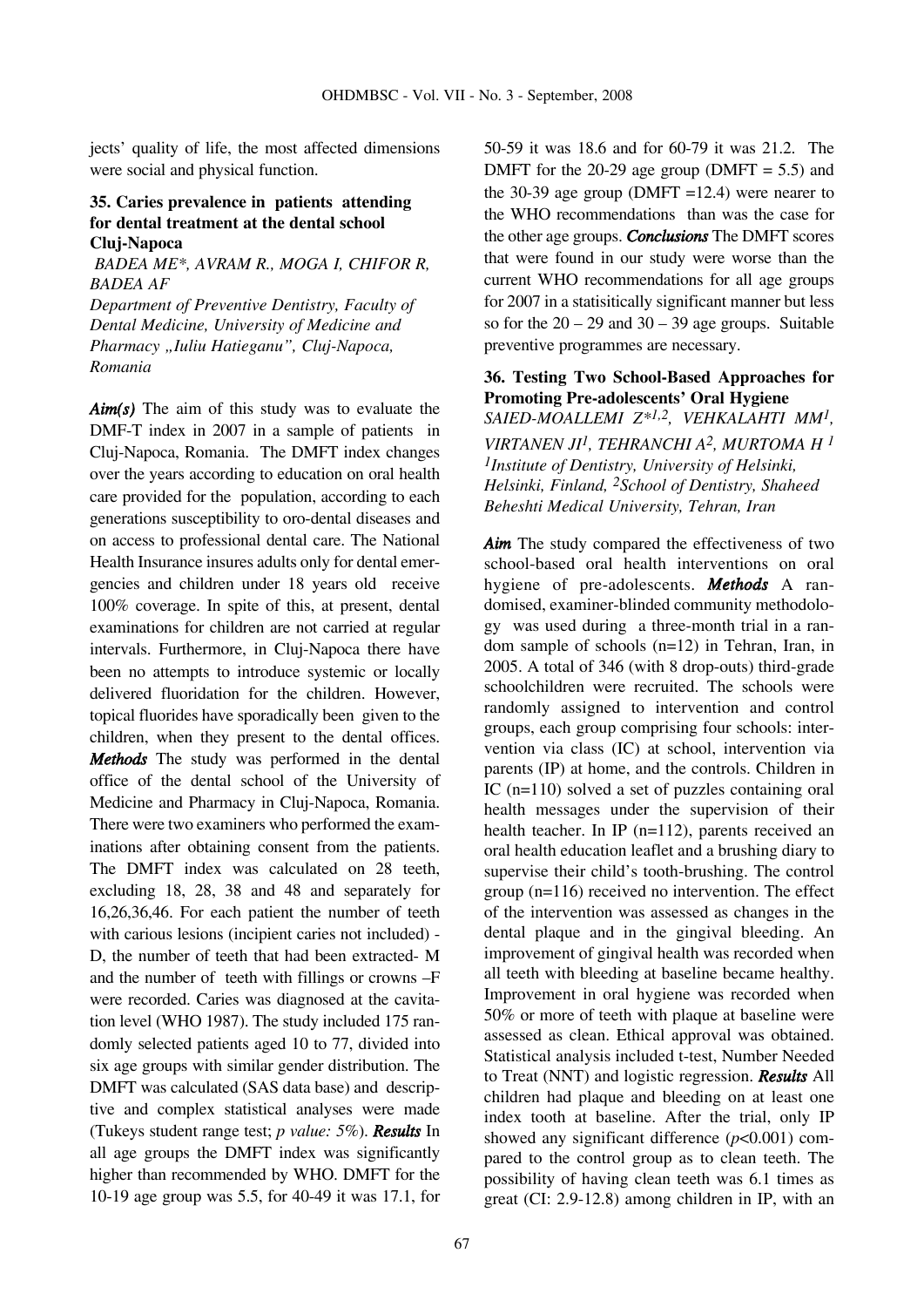jects' quality of life, the most affected dimensions were social and physical function.

### 35. Caries prevalence in patients attending for dental treatment at the dental school Cluj-Napoca

*BADEA ME\*, AVRAM R., MOGA I, CHIFOR R, BADEA AF*

*Department of Preventive Dentistry, Faculty of Dental Medicine, University of Medicine and Pharmacy „Iuliu Hatieganu", Cluj-Napoca, Romania*

***Aim(s)*** The aim of this study was to evaluate the DMF-T index in 2007 in a sample of patients in Cluj-Napoca, Romania. The DMFT index changes over the years according to education on oral health care provided for the population, according to each generations susceptibility to oro-dental diseases and on access to professional dental care. The National Health Insurance insures adults only for dental emergencies and children under 18 years old receive 100% coverage. In spite of this, at present, dental examinations for children are not carried at regular intervals. Furthermore, in Cluj-Napoca there have been no attempts to introduce systemic or locally delivered fluoridation for the children. However, topical fluorides have sporadically been given to the children, when they present to the dental offices. ***Methods*** The study was performed in the dental office of the dental school of the University of Medicine and Pharmacy in Cluj-Napoca, Romania. There were two examiners who performed the examinations after obtaining consent from the patients. The DMFT index was calculated on 28 teeth, excluding 18, 28, 38 and 48 and separately for 16,26,36,46. For each patient the number of teeth with carious lesions (incipient caries not included) - D, the number of teeth that had been extracted- M and the number of teeth with fillings or crowns –F were recorded. Caries was diagnosed at the cavitation level (WHO 1987). The study included 175 randomly selected patients aged 10 to 77, divided into six age groups with similar gender distribution. The DMFT was calculated (SAS data base) and descriptive and complex statistical analyses were made (Tukeys student range test; *p value: 5%*). ***Results*** In all age groups the DMFT index was significantly higher than recommended by WHO. DMFT for the 10-19 age group was 5.5, for 40-49 it was 17.1, for 50-59 it was 18.6 and for 60-79 it was 21.2. The DMFT for the 20-29 age group (DMFT = 5.5) and the 30-39 age group (DMFT =12.4) were nearer to the WHO recommendations than was the case for the other age groups. ***Conclusions*** The DMFT scores that were found in our study were worse than the current WHO recommendations for all age groups for 2007 in a statisitically significant manner but less so for the 20 – 29 and 30 – 39 age groups. Suitable preventive programmes are necessary.

### 36. Testing Two School-Based Approaches for Promoting Pre-adolescents' Oral Hygiene

*SAIED-MOALLEMI Z\*[1,2], VEHKALAHTI MM[1], VIRTANEN JI[1], TEHRANCHI A[2], MURTOMA H [1]*
*[1]Institute of Dentistry, University of Helsinki, Helsinki, Finland, [2]School of Dentistry, Shaheed Beheshti Medical University, Tehran, Iran*

***Aim*** The study compared the effectiveness of two school-based oral health interventions on oral hygiene of pre-adolescents. ***Methods*** A randomised, examiner-blinded community methodology was used during a three-month trial in a random sample of schools (n=12) in Tehran, Iran, in 2005. A total of 346 (with 8 drop-outs) third-grade schoolchildren were recruited. The schools were randomly assigned to intervention and control groups, each group comprising four schools: intervention via class (IC) at school, intervention via parents (IP) at home, and the controls. Children in IC (n=110) solved a set of puzzles containing oral health messages under the supervision of their health teacher. In IP (n=112), parents received an oral health education leaflet and a brushing diary to supervise their child's tooth-brushing. The control group (n=116) received no intervention. The effect of the intervention was assessed as changes in the dental plaque and in the gingival bleeding. An improvement of gingival health was recorded when all teeth with bleeding at baseline became healthy. Improvement in oral hygiene was recorded when 50% or more of teeth with plaque at baseline were assessed as clean. Ethical approval was obtained. Statistical analysis included t-test, Number Needed to Treat (NNT) and logistic regression. ***Results*** All children had plaque and bleeding on at least one index tooth at baseline. After the trial, only IP showed any significant difference ($p$<0.001) compared to the control group as to clean teeth. The possibility of having clean teeth was 6.1 times as great (CI: 2.9-12.8) among children in IP, with an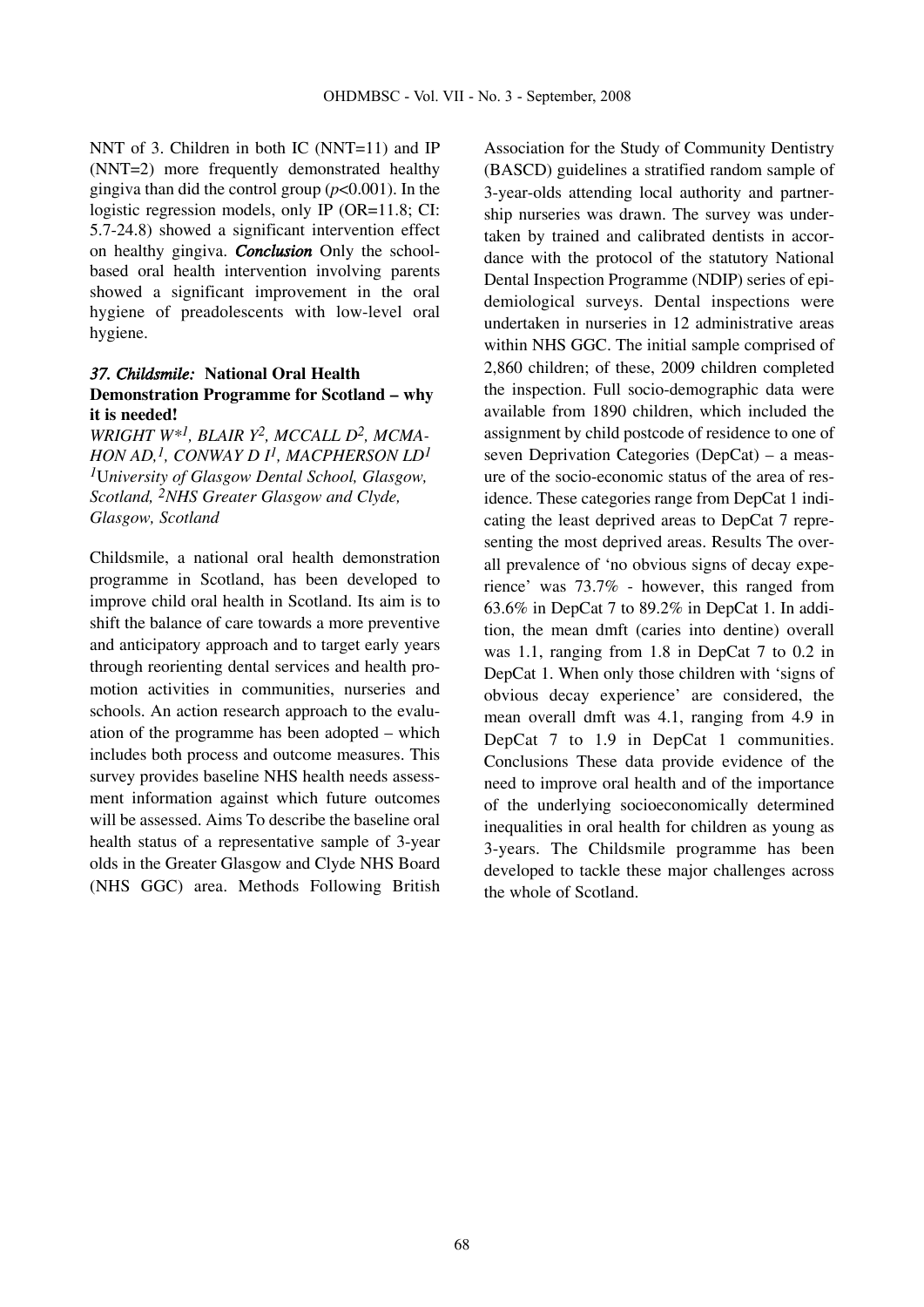NNT of 3. Children in both IC (NNT=11) and IP (NNT=2) more frequently demonstrated healthy gingiva than did the control group ($p<0.001$). In the logistic regression models, only IP (OR=11.8; CI: 5.7-24.8) showed a significant intervention effect on healthy gingiva. ***Conclusion*** Only the school-based oral health intervention involving parents showed a significant improvement in the oral hygiene of preadolescents with low-level oral hygiene.

### *37. Childsmile:* National Oral Health Demonstration Programme for Scotland – why it is needed!

*WRIGHT W*[1], BLAIR Y[2], MCCALL D[2], MCMAHON AD,[1], CONWAY D I[1], MACPHERSON LD[1]*
*[1]University of Glasgow Dental School, Glasgow, Scotland, [2]NHS Greater Glasgow and Clyde, Glasgow, Scotland*

Childsmile, a national oral health demonstration programme in Scotland, has been developed to improve child oral health in Scotland. Its aim is to shift the balance of care towards a more preventive and anticipatory approach and to target early years through reorienting dental services and health promotion activities in communities, nurseries and schools. An action research approach to the evaluation of the programme has been adopted – which includes both process and outcome measures. This survey provides baseline NHS health needs assessment information against which future outcomes will be assessed. Aims To describe the baseline oral health status of a representative sample of 3-year olds in the Greater Glasgow and Clyde NHS Board (NHS GGC) area. Methods Following British Association for the Study of Community Dentistry (BASCD) guidelines a stratified random sample of 3-year-olds attending local authority and partnership nurseries was drawn. The survey was undertaken by trained and calibrated dentists in accordance with the protocol of the statutory National Dental Inspection Programme (NDIP) series of epidemiological surveys. Dental inspections were undertaken in nurseries in 12 administrative areas within NHS GGC. The initial sample comprised of 2,860 children; of these, 2009 children completed the inspection. Full socio-demographic data were available from 1890 children, which included the assignment by child postcode of residence to one of seven Deprivation Categories (DepCat) – a measure of the socio-economic status of the area of residence. These categories range from DepCat 1 indicating the least deprived areas to DepCat 7 representing the most deprived areas. Results The overall prevalence of 'no obvious signs of decay experience' was 73.7% - however, this ranged from 63.6% in DepCat 7 to 89.2% in DepCat 1. In addition, the mean dmft (caries into dentine) overall was 1.1, ranging from 1.8 in DepCat 7 to 0.2 in DepCat 1. When only those children with 'signs of obvious decay experience' are considered, the mean overall dmft was 4.1, ranging from 4.9 in DepCat 7 to 1.9 in DepCat 1 communities. Conclusions These data provide evidence of the need to improve oral health and of the importance of the underlying socioeconomically determined inequalities in oral health for children as young as 3-years. The Childsmile programme has been developed to tackle these major challenges across the whole of Scotland.